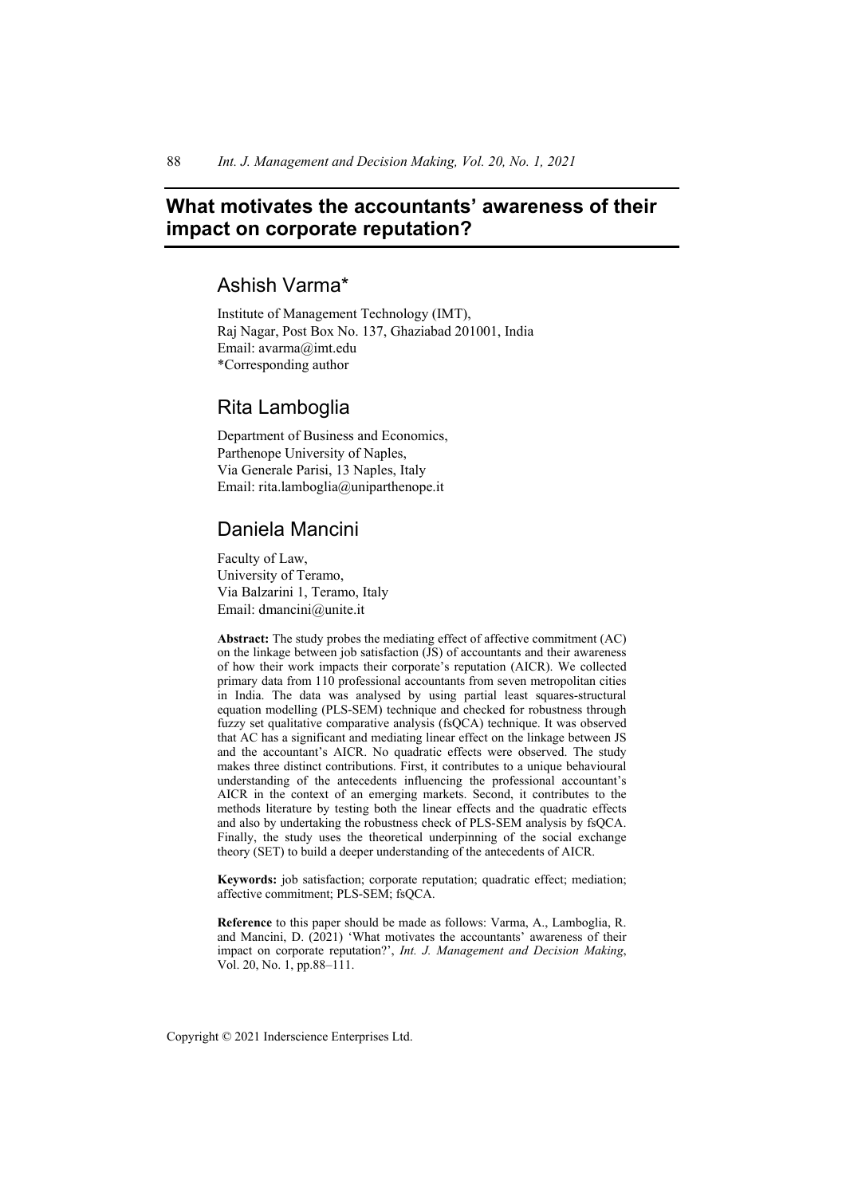# What motivates the accountants' awareness of their impact on corporate reputation?

## Ashish Varma*

Institute of Management Technology (IMT),
Raj Nagar, Post Box No. 137, Ghaziabad 201001, India
Email: avarma@imt.edu
*Corresponding author

## Rita Lamboglia

Department of Business and Economics,
Parthenope University of Naples,
Via Generale Parisi, 13 Naples, Italy
Email: rita.lamboglia@uniparthenope.it

## Daniela Mancini

Faculty of Law,
University of Teramo,
Via Balzarini 1, Teramo, Italy
Email: dmancini@unite.it

**Abstract:** The study probes the mediating effect of affective commitment (AC) on the linkage between job satisfaction (JS) of accountants and their awareness of how their work impacts their corporate's reputation (AICR). We collected primary data from 110 professional accountants from seven metropolitan cities in India. The data was analysed by using partial least squares-structural equation modelling (PLS-SEM) technique and checked for robustness through fuzzy set qualitative comparative analysis (fsQCA) technique. It was observed that AC has a significant and mediating linear effect on the linkage between JS and the accountant's AICR. No quadratic effects were observed. The study makes three distinct contributions. First, it contributes to a unique behavioural understanding of the antecedents influencing the professional accountant's AICR in the context of an emerging markets. Second, it contributes to the methods literature by testing both the linear effects and the quadratic effects and also by undertaking the robustness check of PLS-SEM analysis by fsQCA. Finally, the study uses the theoretical underpinning of the social exchange theory (SET) to build a deeper understanding of the antecedents of AICR.

**Keywords:** job satisfaction; corporate reputation; quadratic effect; mediation; affective commitment; PLS-SEM; fsQCA.

**Reference** to this paper should be made as follows: Varma, A., Lamboglia, R. and Mancini, D. (2021) 'What motivates the accountants' awareness of their impact on corporate reputation?', *Int. J. Management and Decision Making*, Vol. 20, No. 1, pp.88–111.

Copyright © 2021 Inderscience Enterprises Ltd.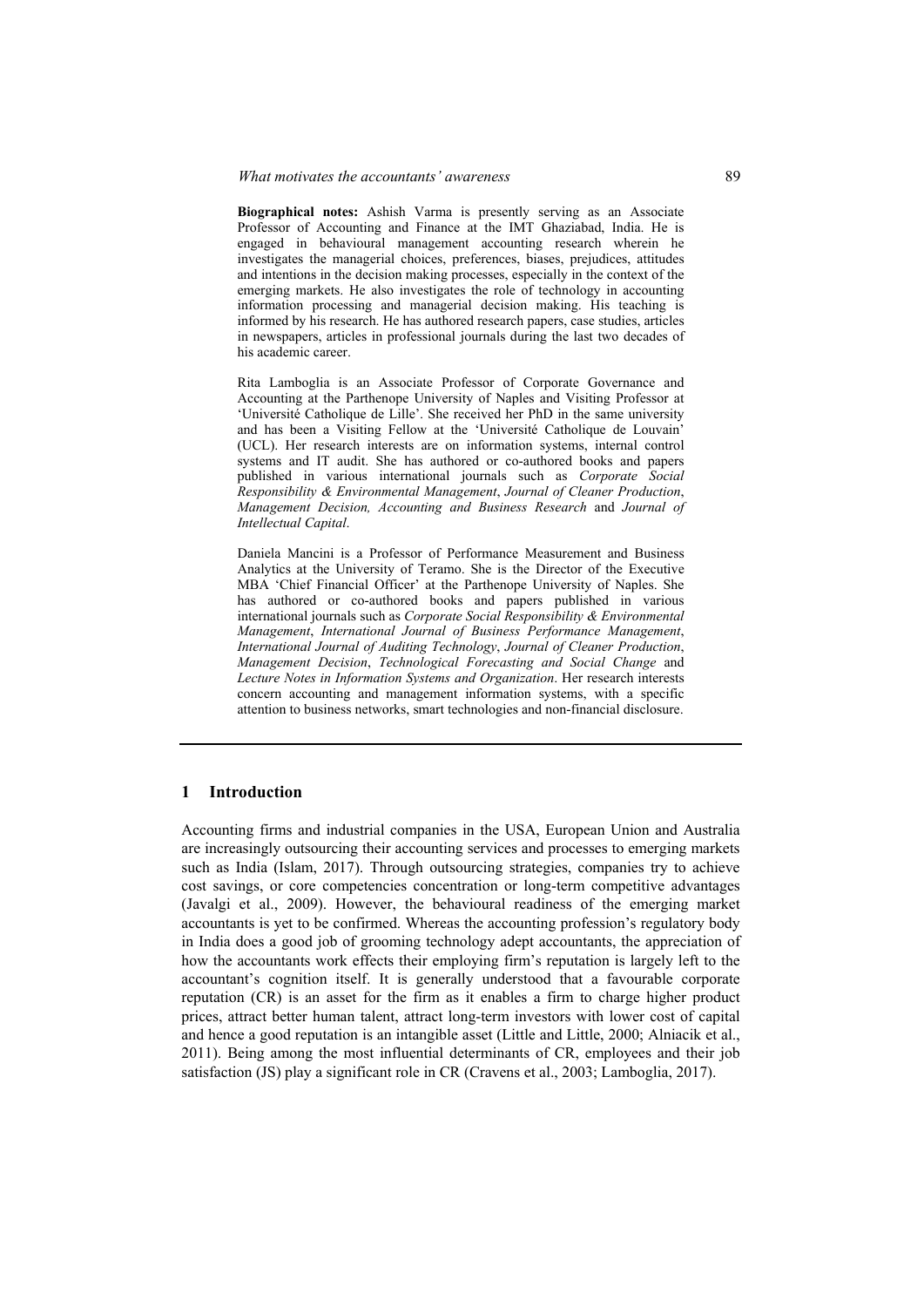**Biographical notes:** Ashish Varma is presently serving as an Associate Professor of Accounting and Finance at the IMT Ghaziabad, India. He is engaged in behavioural management accounting research wherein he investigates the managerial choices, preferences, biases, prejudices, attitudes and intentions in the decision making processes, especially in the context of the emerging markets. He also investigates the role of technology in accounting information processing and managerial decision making. His teaching is informed by his research. He has authored research papers, case studies, articles in newspapers, articles in professional journals during the last two decades of his academic career.

Rita Lamboglia is an Associate Professor of Corporate Governance and Accounting at the Parthenope University of Naples and Visiting Professor at 'Université Catholique de Lille'. She received her PhD in the same university and has been a Visiting Fellow at the 'Université Catholique de Louvain' (UCL). Her research interests are on information systems, internal control systems and IT audit. She has authored or co-authored books and papers published in various international journals such as *Corporate Social Responsibility & Environmental Management*, *Journal of Cleaner Production*, *Management Decision, Accounting and Business Research* and *Journal of Intellectual Capital*.

Daniela Mancini is a Professor of Performance Measurement and Business Analytics at the University of Teramo. She is the Director of the Executive MBA 'Chief Financial Officer' at the Parthenope University of Naples. She has authored or co-authored books and papers published in various international journals such as *Corporate Social Responsibility & Environmental Management*, *International Journal of Business Performance Management*, *International Journal of Auditing Technology*, *Journal of Cleaner Production*, *Management Decision*, *Technological Forecasting and Social Change* and *Lecture Notes in Information Systems and Organization*. Her research interests concern accounting and management information systems, with a specific attention to business networks, smart technologies and non-financial disclosure.

## 1 Introduction

Accounting firms and industrial companies in the USA, European Union and Australia are increasingly outsourcing their accounting services and processes to emerging markets such as India (Islam, 2017). Through outsourcing strategies, companies try to achieve cost savings, or core competencies concentration or long-term competitive advantages (Javalgi et al., 2009). However, the behavioural readiness of the emerging market accountants is yet to be confirmed. Whereas the accounting profession's regulatory body in India does a good job of grooming technology adept accountants, the appreciation of how the accountants work effects their employing firm's reputation is largely left to the accountant's cognition itself. It is generally understood that a favourable corporate reputation (CR) is an asset for the firm as it enables a firm to charge higher product prices, attract better human talent, attract long-term investors with lower cost of capital and hence a good reputation is an intangible asset (Little and Little, 2000; Alniacik et al., 2011). Being among the most influential determinants of CR, employees and their job satisfaction (JS) play a significant role in CR (Cravens et al., 2003; Lamboglia, 2017).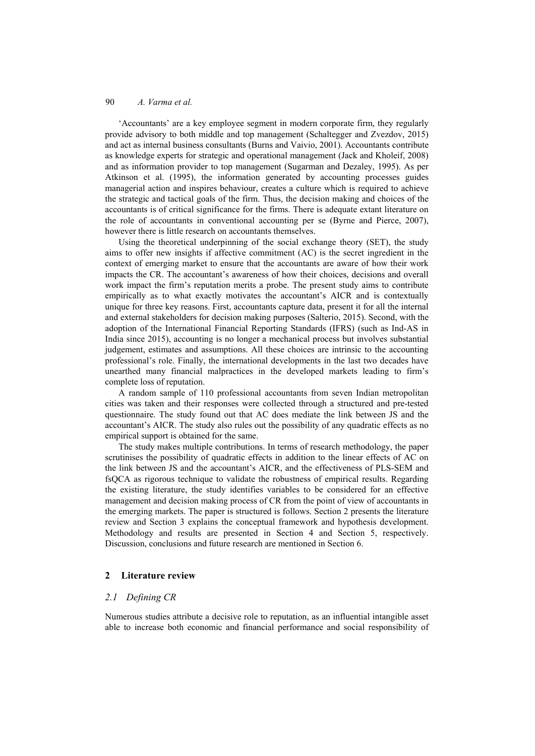'Accountants' are a key employee segment in modern corporate firm, they regularly provide advisory to both middle and top management (Schaltegger and Zvezdov, 2015) and act as internal business consultants (Burns and Vaivio, 2001). Accountants contribute as knowledge experts for strategic and operational management (Jack and Kholeif, 2008) and as information provider to top management (Sugarman and Dezaley, 1995). As per Atkinson et al. (1995), the information generated by accounting processes guides managerial action and inspires behaviour, creates a culture which is required to achieve the strategic and tactical goals of the firm. Thus, the decision making and choices of the accountants is of critical significance for the firms. There is adequate extant literature on the role of accountants in conventional accounting per se (Byrne and Pierce, 2007), however there is little research on accountants themselves.

Using the theoretical underpinning of the social exchange theory (SET), the study aims to offer new insights if affective commitment (AC) is the secret ingredient in the context of emerging market to ensure that the accountants are aware of how their work impacts the CR. The accountant's awareness of how their choices, decisions and overall work impact the firm's reputation merits a probe. The present study aims to contribute empirically as to what exactly motivates the accountant's AICR and is contextually unique for three key reasons. First, accountants capture data, present it for all the internal and external stakeholders for decision making purposes (Salterio, 2015). Second, with the adoption of the International Financial Reporting Standards (IFRS) (such as Ind-AS in India since 2015), accounting is no longer a mechanical process but involves substantial judgement, estimates and assumptions. All these choices are intrinsic to the accounting professional's role. Finally, the international developments in the last two decades have unearthed many financial malpractices in the developed markets leading to firm's complete loss of reputation.

A random sample of 110 professional accountants from seven Indian metropolitan cities was taken and their responses were collected through a structured and pre-tested questionnaire. The study found out that AC does mediate the link between JS and the accountant's AICR. The study also rules out the possibility of any quadratic effects as no empirical support is obtained for the same.

The study makes multiple contributions. In terms of research methodology, the paper scrutinises the possibility of quadratic effects in addition to the linear effects of AC on the link between JS and the accountant's AICR, and the effectiveness of PLS-SEM and fsQCA as rigorous technique to validate the robustness of empirical results. Regarding the existing literature, the study identifies variables to be considered for an effective management and decision making process of CR from the point of view of accountants in the emerging markets. The paper is structured is follows. Section 2 presents the literature review and Section 3 explains the conceptual framework and hypothesis development. Methodology and results are presented in Section 4 and Section 5, respectively. Discussion, conclusions and future research are mentioned in Section 6.

## 2 Literature review

### *2.1 Defining CR*

Numerous studies attribute a decisive role to reputation, as an influential intangible asset able to increase both economic and financial performance and social responsibility of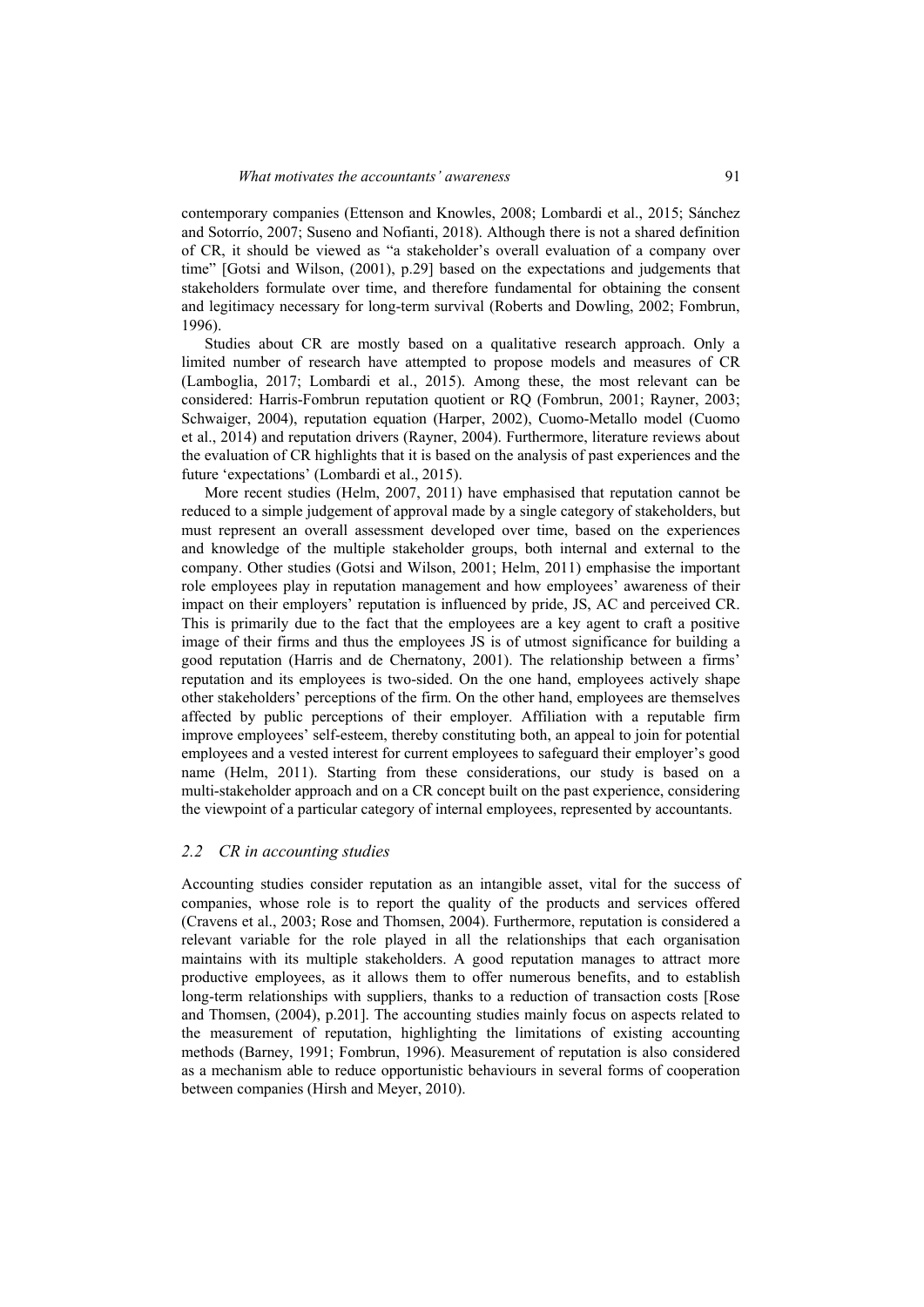contemporary companies (Ettenson and Knowles, 2008; Lombardi et al., 2015; Sánchez and Sotorrío, 2007; Suseno and Nofianti, 2018). Although there is not a shared definition of CR, it should be viewed as "a stakeholder's overall evaluation of a company over time" [Gotsi and Wilson, (2001), p.29] based on the expectations and judgements that stakeholders formulate over time, and therefore fundamental for obtaining the consent and legitimacy necessary for long-term survival (Roberts and Dowling, 2002; Fombrun, 1996).

Studies about CR are mostly based on a qualitative research approach. Only a limited number of research have attempted to propose models and measures of CR (Lamboglia, 2017; Lombardi et al., 2015). Among these, the most relevant can be considered: Harris-Fombrun reputation quotient or RQ (Fombrun, 2001; Rayner, 2003; Schwaiger, 2004), reputation equation (Harper, 2002), Cuomo-Metallo model (Cuomo et al., 2014) and reputation drivers (Rayner, 2004). Furthermore, literature reviews about the evaluation of CR highlights that it is based on the analysis of past experiences and the future 'expectations' (Lombardi et al., 2015).

More recent studies (Helm, 2007, 2011) have emphasised that reputation cannot be reduced to a simple judgement of approval made by a single category of stakeholders, but must represent an overall assessment developed over time, based on the experiences and knowledge of the multiple stakeholder groups, both internal and external to the company. Other studies (Gotsi and Wilson, 2001; Helm, 2011) emphasise the important role employees play in reputation management and how employees' awareness of their impact on their employers' reputation is influenced by pride, JS, AC and perceived CR. This is primarily due to the fact that the employees are a key agent to craft a positive image of their firms and thus the employees JS is of utmost significance for building a good reputation (Harris and de Chernatony, 2001). The relationship between a firms' reputation and its employees is two-sided. On the one hand, employees actively shape other stakeholders' perceptions of the firm. On the other hand, employees are themselves affected by public perceptions of their employer. Affiliation with a reputable firm improve employees' self-esteem, thereby constituting both, an appeal to join for potential employees and a vested interest for current employees to safeguard their employer's good name (Helm, 2011). Starting from these considerations, our study is based on a multi-stakeholder approach and on a CR concept built on the past experience, considering the viewpoint of a particular category of internal employees, represented by accountants.

### *2.2 CR in accounting studies*

Accounting studies consider reputation as an intangible asset, vital for the success of companies, whose role is to report the quality of the products and services offered (Cravens et al., 2003; Rose and Thomsen, 2004). Furthermore, reputation is considered a relevant variable for the role played in all the relationships that each organisation maintains with its multiple stakeholders. A good reputation manages to attract more productive employees, as it allows them to offer numerous benefits, and to establish long-term relationships with suppliers, thanks to a reduction of transaction costs [Rose and Thomsen, (2004), p.201]. The accounting studies mainly focus on aspects related to the measurement of reputation, highlighting the limitations of existing accounting methods (Barney, 1991; Fombrun, 1996). Measurement of reputation is also considered as a mechanism able to reduce opportunistic behaviours in several forms of cooperation between companies (Hirsh and Meyer, 2010).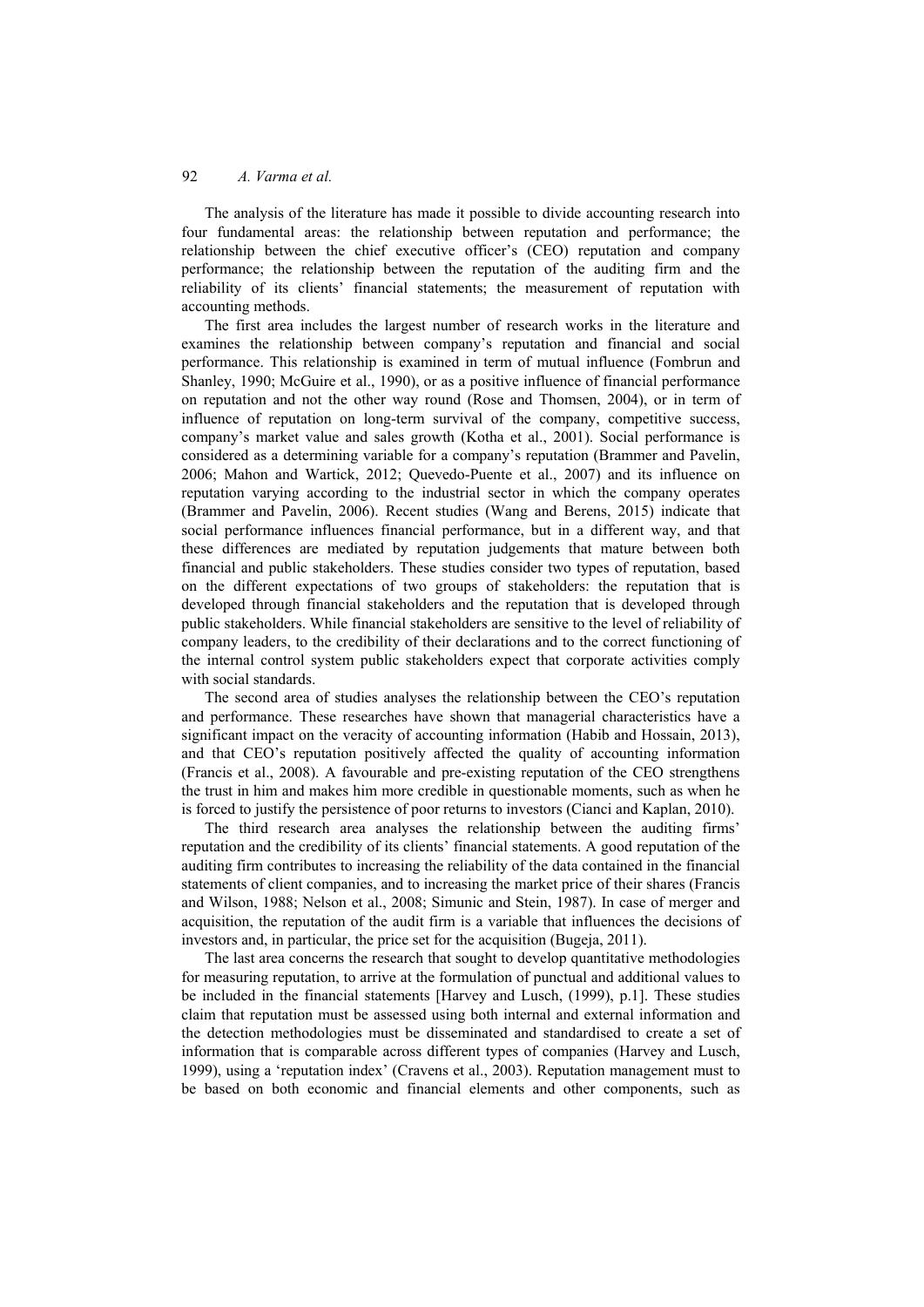The analysis of the literature has made it possible to divide accounting research into four fundamental areas: the relationship between reputation and performance; the relationship between the chief executive officer's (CEO) reputation and company performance; the relationship between the reputation of the auditing firm and the reliability of its clients' financial statements; the measurement of reputation with accounting methods.

The first area includes the largest number of research works in the literature and examines the relationship between company's reputation and financial and social performance. This relationship is examined in term of mutual influence (Fombrun and Shanley, 1990; McGuire et al., 1990), or as a positive influence of financial performance on reputation and not the other way round (Rose and Thomsen, 2004), or in term of influence of reputation on long-term survival of the company, competitive success, company's market value and sales growth (Kotha et al., 2001). Social performance is considered as a determining variable for a company's reputation (Brammer and Pavelin, 2006; Mahon and Wartick, 2012; Quevedo-Puente et al., 2007) and its influence on reputation varying according to the industrial sector in which the company operates (Brammer and Pavelin, 2006). Recent studies (Wang and Berens, 2015) indicate that social performance influences financial performance, but in a different way, and that these differences are mediated by reputation judgements that mature between both financial and public stakeholders. These studies consider two types of reputation, based on the different expectations of two groups of stakeholders: the reputation that is developed through financial stakeholders and the reputation that is developed through public stakeholders. While financial stakeholders are sensitive to the level of reliability of company leaders, to the credibility of their declarations and to the correct functioning of the internal control system public stakeholders expect that corporate activities comply with social standards.

The second area of studies analyses the relationship between the CEO's reputation and performance. These researches have shown that managerial characteristics have a significant impact on the veracity of accounting information (Habib and Hossain, 2013), and that CEO's reputation positively affected the quality of accounting information (Francis et al., 2008). A favourable and pre-existing reputation of the CEO strengthens the trust in him and makes him more credible in questionable moments, such as when he is forced to justify the persistence of poor returns to investors (Cianci and Kaplan, 2010).

The third research area analyses the relationship between the auditing firms' reputation and the credibility of its clients' financial statements. A good reputation of the auditing firm contributes to increasing the reliability of the data contained in the financial statements of client companies, and to increasing the market price of their shares (Francis and Wilson, 1988; Nelson et al., 2008; Simunic and Stein, 1987). In case of merger and acquisition, the reputation of the audit firm is a variable that influences the decisions of investors and, in particular, the price set for the acquisition (Bugeja, 2011).

The last area concerns the research that sought to develop quantitative methodologies for measuring reputation, to arrive at the formulation of punctual and additional values to be included in the financial statements [Harvey and Lusch, (1999), p.1]. These studies claim that reputation must be assessed using both internal and external information and the detection methodologies must be disseminated and standardised to create a set of information that is comparable across different types of companies (Harvey and Lusch, 1999), using a 'reputation index' (Cravens et al., 2003). Reputation management must to be based on both economic and financial elements and other components, such as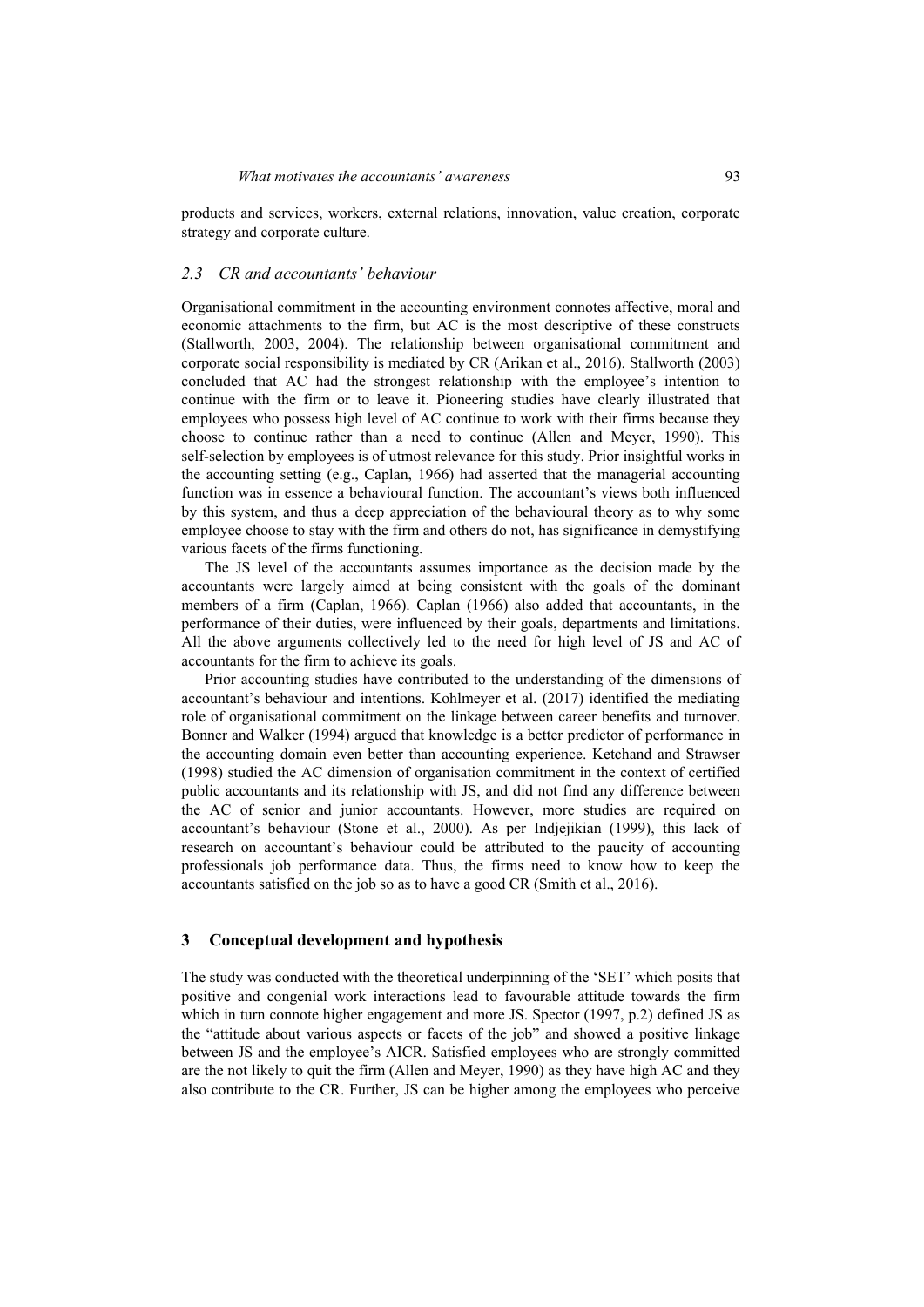products and services, workers, external relations, innovation, value creation, corporate strategy and corporate culture.

### *2.3 CR and accountants' behaviour*

Organisational commitment in the accounting environment connotes affective, moral and economic attachments to the firm, but AC is the most descriptive of these constructs (Stallworth, 2003, 2004). The relationship between organisational commitment and corporate social responsibility is mediated by CR (Arikan et al., 2016). Stallworth (2003) concluded that AC had the strongest relationship with the employee's intention to continue with the firm or to leave it. Pioneering studies have clearly illustrated that employees who possess high level of AC continue to work with their firms because they choose to continue rather than a need to continue (Allen and Meyer, 1990). This self-selection by employees is of utmost relevance for this study. Prior insightful works in the accounting setting (e.g., Caplan, 1966) had asserted that the managerial accounting function was in essence a behavioural function. The accountant's views both influenced by this system, and thus a deep appreciation of the behavioural theory as to why some employee choose to stay with the firm and others do not, has significance in demystifying various facets of the firms functioning.

The JS level of the accountants assumes importance as the decision made by the accountants were largely aimed at being consistent with the goals of the dominant members of a firm (Caplan, 1966). Caplan (1966) also added that accountants, in the performance of their duties, were influenced by their goals, departments and limitations. All the above arguments collectively led to the need for high level of JS and AC of accountants for the firm to achieve its goals.

Prior accounting studies have contributed to the understanding of the dimensions of accountant's behaviour and intentions. Kohlmeyer et al. (2017) identified the mediating role of organisational commitment on the linkage between career benefits and turnover. Bonner and Walker (1994) argued that knowledge is a better predictor of performance in the accounting domain even better than accounting experience. Ketchand and Strawser (1998) studied the AC dimension of organisation commitment in the context of certified public accountants and its relationship with JS, and did not find any difference between the AC of senior and junior accountants. However, more studies are required on accountant's behaviour (Stone et al., 2000). As per Indjejikian (1999), this lack of research on accountant's behaviour could be attributed to the paucity of accounting professionals job performance data. Thus, the firms need to know how to keep the accountants satisfied on the job so as to have a good CR (Smith et al., 2016).

## 3 Conceptual development and hypothesis

The study was conducted with the theoretical underpinning of the 'SET' which posits that positive and congenial work interactions lead to favourable attitude towards the firm which in turn connote higher engagement and more JS. Spector (1997, p.2) defined JS as the "attitude about various aspects or facets of the job" and showed a positive linkage between JS and the employee's AICR. Satisfied employees who are strongly committed are the not likely to quit the firm (Allen and Meyer, 1990) as they have high AC and they also contribute to the CR. Further, JS can be higher among the employees who perceive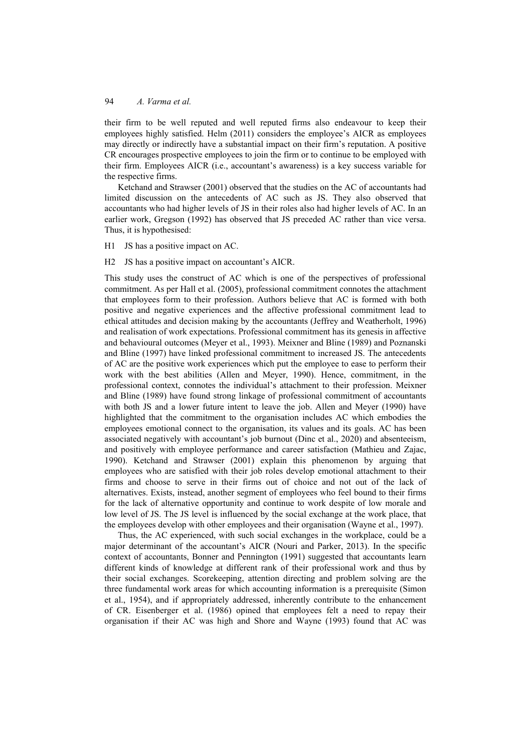their firm to be well reputed and well reputed firms also endeavour to keep their employees highly satisfied. Helm (2011) considers the employee's AICR as employees may directly or indirectly have a substantial impact on their firm's reputation. A positive CR encourages prospective employees to join the firm or to continue to be employed with their firm. Employees AICR (i.e., accountant's awareness) is a key success variable for the respective firms.

Ketchand and Strawser (2001) observed that the studies on the AC of accountants had limited discussion on the antecedents of AC such as JS. They also observed that accountants who had higher levels of JS in their roles also had higher levels of AC. In an earlier work, Gregson (1992) has observed that JS preceded AC rather than vice versa. Thus, it is hypothesised:

- H1 JS has a positive impact on AC.
- H2 JS has a positive impact on accountant's AICR.

This study uses the construct of AC which is one of the perspectives of professional commitment. As per Hall et al. (2005), professional commitment connotes the attachment that employees form to their profession. Authors believe that AC is formed with both positive and negative experiences and the affective professional commitment lead to ethical attitudes and decision making by the accountants (Jeffrey and Weatherholt, 1996) and realisation of work expectations. Professional commitment has its genesis in affective and behavioural outcomes (Meyer et al., 1993). Meixner and Bline (1989) and Poznanski and Bline (1997) have linked professional commitment to increased JS. The antecedents of AC are the positive work experiences which put the employee to ease to perform their work with the best abilities (Allen and Meyer, 1990). Hence, commitment, in the professional context, connotes the individual's attachment to their profession. Meixner and Bline (1989) have found strong linkage of professional commitment of accountants with both JS and a lower future intent to leave the job. Allen and Meyer (1990) have highlighted that the commitment to the organisation includes AC which embodies the employees emotional connect to the organisation, its values and its goals. AC has been associated negatively with accountant's job burnout (Dinc et al., 2020) and absenteeism, and positively with employee performance and career satisfaction (Mathieu and Zajac, 1990). Ketchand and Strawser (2001) explain this phenomenon by arguing that employees who are satisfied with their job roles develop emotional attachment to their firms and choose to serve in their firms out of choice and not out of the lack of alternatives. Exists, instead, another segment of employees who feel bound to their firms for the lack of alternative opportunity and continue to work despite of low morale and low level of JS. The JS level is influenced by the social exchange at the work place, that the employees develop with other employees and their organisation (Wayne et al., 1997).

Thus, the AC experienced, with such social exchanges in the workplace, could be a major determinant of the accountant's AICR (Nouri and Parker, 2013). In the specific context of accountants, Bonner and Pennington (1991) suggested that accountants learn different kinds of knowledge at different rank of their professional work and thus by their social exchanges. Scorekeeping, attention directing and problem solving are the three fundamental work areas for which accounting information is a prerequisite (Simon et al., 1954), and if appropriately addressed, inherently contribute to the enhancement of CR. Eisenberger et al. (1986) opined that employees felt a need to repay their organisation if their AC was high and Shore and Wayne (1993) found that AC was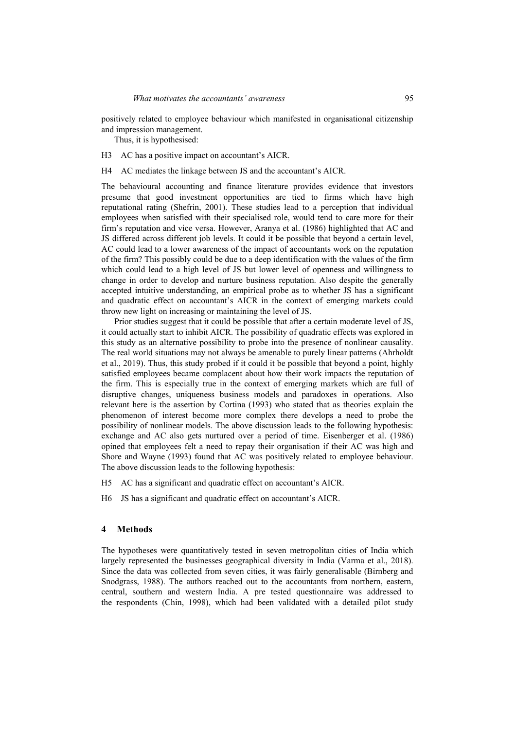positively related to employee behaviour which manifested in organisational citizenship and impression management.

Thus, it is hypothesised:

- H3 AC has a positive impact on accountant's AICR.
- H4 AC mediates the linkage between JS and the accountant's AICR.

The behavioural accounting and finance literature provides evidence that investors presume that good investment opportunities are tied to firms which have high reputational rating (Shefrin, 2001). These studies lead to a perception that individual employees when satisfied with their specialised role, would tend to care more for their firm's reputation and vice versa. However, Aranya et al. (1986) highlighted that AC and JS differed across different job levels. It could it be possible that beyond a certain level, AC could lead to a lower awareness of the impact of accountants work on the reputation of the firm? This possibly could be due to a deep identification with the values of the firm which could lead to a high level of JS but lower level of openness and willingness to change in order to develop and nurture business reputation. Also despite the generally accepted intuitive understanding, an empirical probe as to whether JS has a significant and quadratic effect on accountant's AICR in the context of emerging markets could throw new light on increasing or maintaining the level of JS.

Prior studies suggest that it could be possible that after a certain moderate level of JS, it could actually start to inhibit AICR. The possibility of quadratic effects was explored in this study as an alternative possibility to probe into the presence of nonlinear causality. The real world situations may not always be amenable to purely linear patterns (Ahrholdt et al., 2019). Thus, this study probed if it could it be possible that beyond a point, highly satisfied employees became complacent about how their work impacts the reputation of the firm. This is especially true in the context of emerging markets which are full of disruptive changes, uniqueness business models and paradoxes in operations. Also relevant here is the assertion by Cortina (1993) who stated that as theories explain the phenomenon of interest become more complex there develops a need to probe the possibility of nonlinear models. The above discussion leads to the following hypothesis: exchange and AC also gets nurtured over a period of time. Eisenberger et al. (1986) opined that employees felt a need to repay their organisation if their AC was high and Shore and Wayne (1993) found that AC was positively related to employee behaviour. The above discussion leads to the following hypothesis:

- H5 AC has a significant and quadratic effect on accountant's AICR.
- H6 JS has a significant and quadratic effect on accountant's AICR.

## 4 Methods

The hypotheses were quantitatively tested in seven metropolitan cities of India which largely represented the businesses geographical diversity in India (Varma et al., 2018). Since the data was collected from seven cities, it was fairly generalisable (Birnberg and Snodgrass, 1988). The authors reached out to the accountants from northern, eastern, central, southern and western India. A pre tested questionnaire was addressed to the respondents (Chin, 1998), which had been validated with a detailed pilot study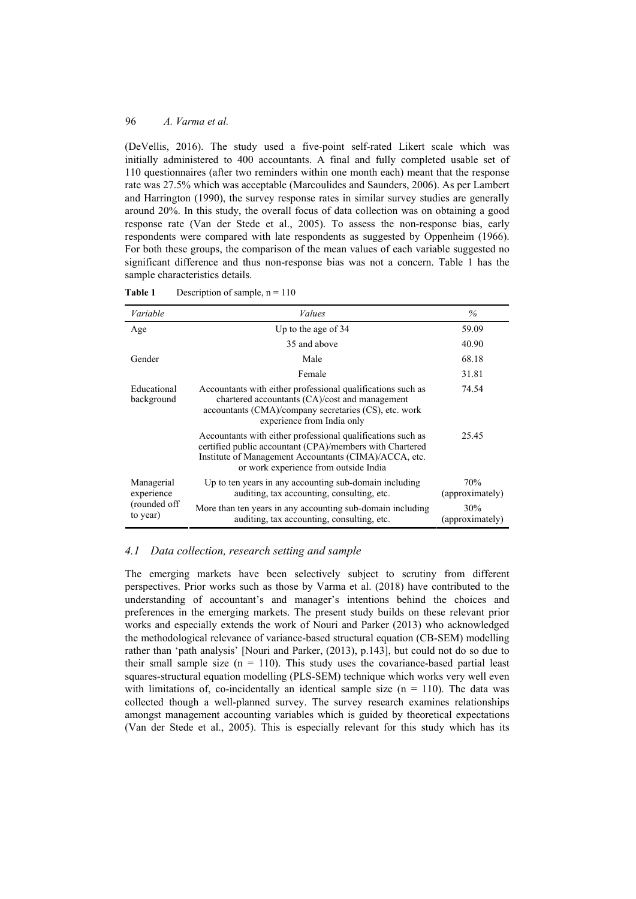(DeVellis, 2016). The study used a five-point self-rated Likert scale which was initially administered to 400 accountants. A final and fully completed usable set of 110 questionnaires (after two reminders within one month each) meant that the response rate was 27.5% which was acceptable (Marcoulides and Saunders, 2006). As per Lambert and Harrington (1990), the survey response rates in similar survey studies are generally around 20%. In this study, the overall focus of data collection was on obtaining a good response rate (Van der Stede et al., 2005). To assess the non-response bias, early respondents were compared with late respondents as suggested by Oppenheim (1966). For both these groups, the comparison of the mean values of each variable suggested no significant difference and thus non-response bias was not a concern. Table 1 has the sample characteristics details.

**Table 1** Description of sample, n = 110

| *Variable* | *Values* | *%* |
|---|---|---|
| Age | Up to the age of 34 | 59.09 |
| | 35 and above | 40.90 |
| Gender | Male | 68.18 |
| | Female | 31.81 |
| Educational background | Accountants with either professional qualifications such as chartered accountants (CA)/cost and management accountants (CMA)/company secretaries (CS), etc. work experience from India only | 74.54 |
| | Accountants with either professional qualifications such as certified public accountant (CPA)/members with Chartered Institute of Management Accountants (CIMA)/ACCA, etc. or work experience from outside India | 25.45 |
| Managerial experience (rounded off to year) | Up to ten years in any accounting sub-domain including auditing, tax accounting, consulting, etc. | 70% (approximately) |
| | More than ten years in any accounting sub-domain including auditing, tax accounting, consulting, etc. | 30% (approximately) |

### *4.1 Data collection, research setting and sample*

The emerging markets have been selectively subject to scrutiny from different perspectives. Prior works such as those by Varma et al. (2018) have contributed to the understanding of accountant's and manager's intentions behind the choices and preferences in the emerging markets. The present study builds on these relevant prior works and especially extends the work of Nouri and Parker (2013) who acknowledged the methodological relevance of variance-based structural equation (CB-SEM) modelling rather than 'path analysis' [Nouri and Parker, (2013), p.143], but could not do so due to their small sample size (n = 110). This study uses the covariance-based partial least squares-structural equation modelling (PLS-SEM) technique which works very well even with limitations of, co-incidentally an identical sample size (n = 110). The data was collected though a well-planned survey. The survey research examines relationships amongst management accounting variables which is guided by theoretical expectations (Van der Stede et al., 2005). This is especially relevant for this study which has its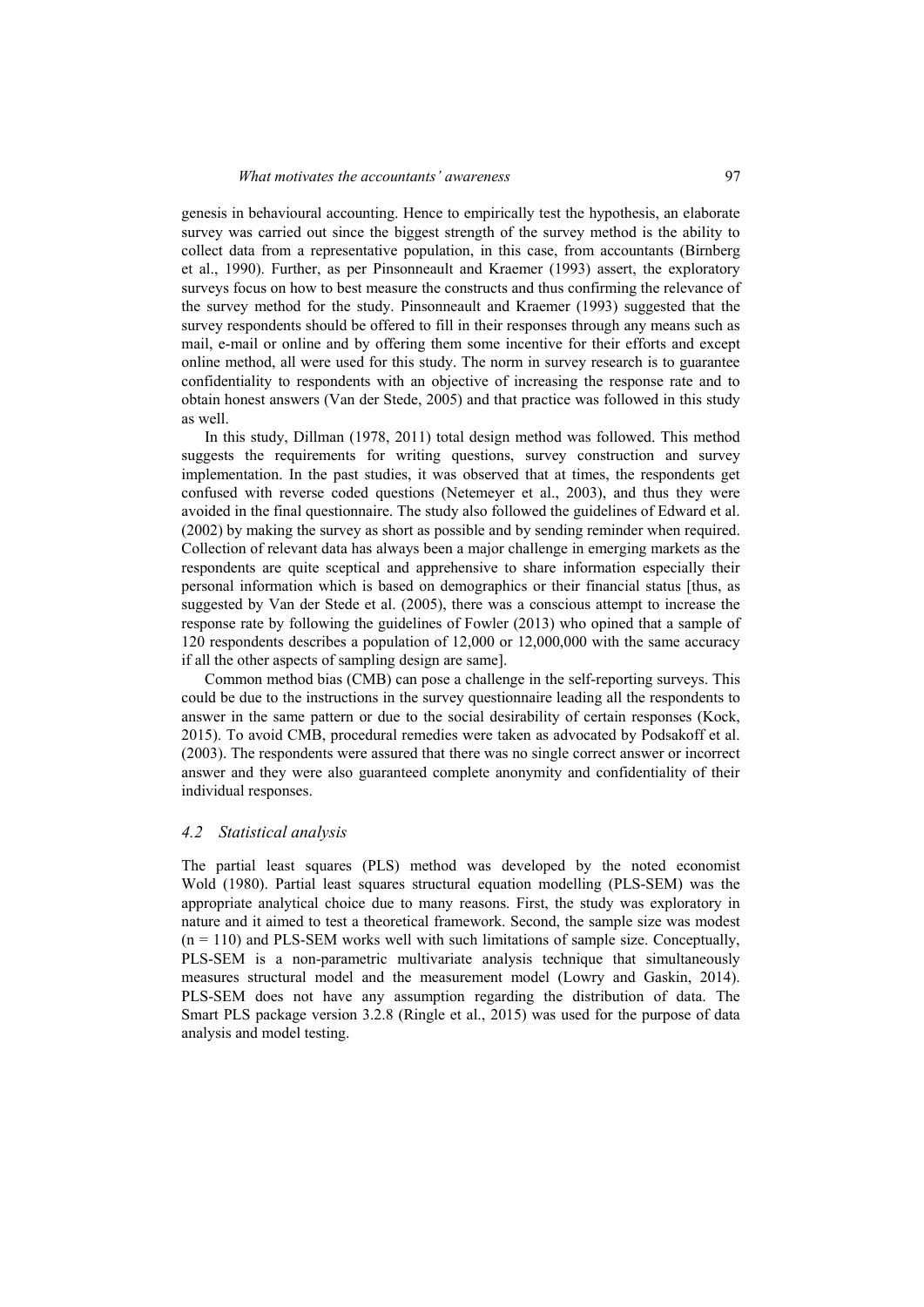genesis in behavioural accounting. Hence to empirically test the hypothesis, an elaborate survey was carried out since the biggest strength of the survey method is the ability to collect data from a representative population, in this case, from accountants (Birnberg et al., 1990). Further, as per Pinsonneault and Kraemer (1993) assert, the exploratory surveys focus on how to best measure the constructs and thus confirming the relevance of the survey method for the study. Pinsonneault and Kraemer (1993) suggested that the survey respondents should be offered to fill in their responses through any means such as mail, e-mail or online and by offering them some incentive for their efforts and except online method, all were used for this study. The norm in survey research is to guarantee confidentiality to respondents with an objective of increasing the response rate and to obtain honest answers (Van der Stede, 2005) and that practice was followed in this study as well.

In this study, Dillman (1978, 2011) total design method was followed. This method suggests the requirements for writing questions, survey construction and survey implementation. In the past studies, it was observed that at times, the respondents get confused with reverse coded questions (Netemeyer et al., 2003), and thus they were avoided in the final questionnaire. The study also followed the guidelines of Edward et al. (2002) by making the survey as short as possible and by sending reminder when required. Collection of relevant data has always been a major challenge in emerging markets as the respondents are quite sceptical and apprehensive to share information especially their personal information which is based on demographics or their financial status [thus, as suggested by Van der Stede et al. (2005), there was a conscious attempt to increase the response rate by following the guidelines of Fowler (2013) who opined that a sample of 120 respondents describes a population of 12,000 or 12,000,000 with the same accuracy if all the other aspects of sampling design are same].

Common method bias (CMB) can pose a challenge in the self-reporting surveys. This could be due to the instructions in the survey questionnaire leading all the respondents to answer in the same pattern or due to the social desirability of certain responses (Kock, 2015). To avoid CMB, procedural remedies were taken as advocated by Podsakoff et al. (2003). The respondents were assured that there was no single correct answer or incorrect answer and they were also guaranteed complete anonymity and confidentiality of their individual responses.

### *4.2 Statistical analysis*

The partial least squares (PLS) method was developed by the noted economist Wold (1980). Partial least squares structural equation modelling (PLS-SEM) was the appropriate analytical choice due to many reasons. First, the study was exploratory in nature and it aimed to test a theoretical framework. Second, the sample size was modest ($n = 110$) and PLS-SEM works well with such limitations of sample size. Conceptually, PLS-SEM is a non-parametric multivariate analysis technique that simultaneously measures structural model and the measurement model (Lowry and Gaskin, 2014). PLS-SEM does not have any assumption regarding the distribution of data. The Smart PLS package version 3.2.8 (Ringle et al., 2015) was used for the purpose of data analysis and model testing.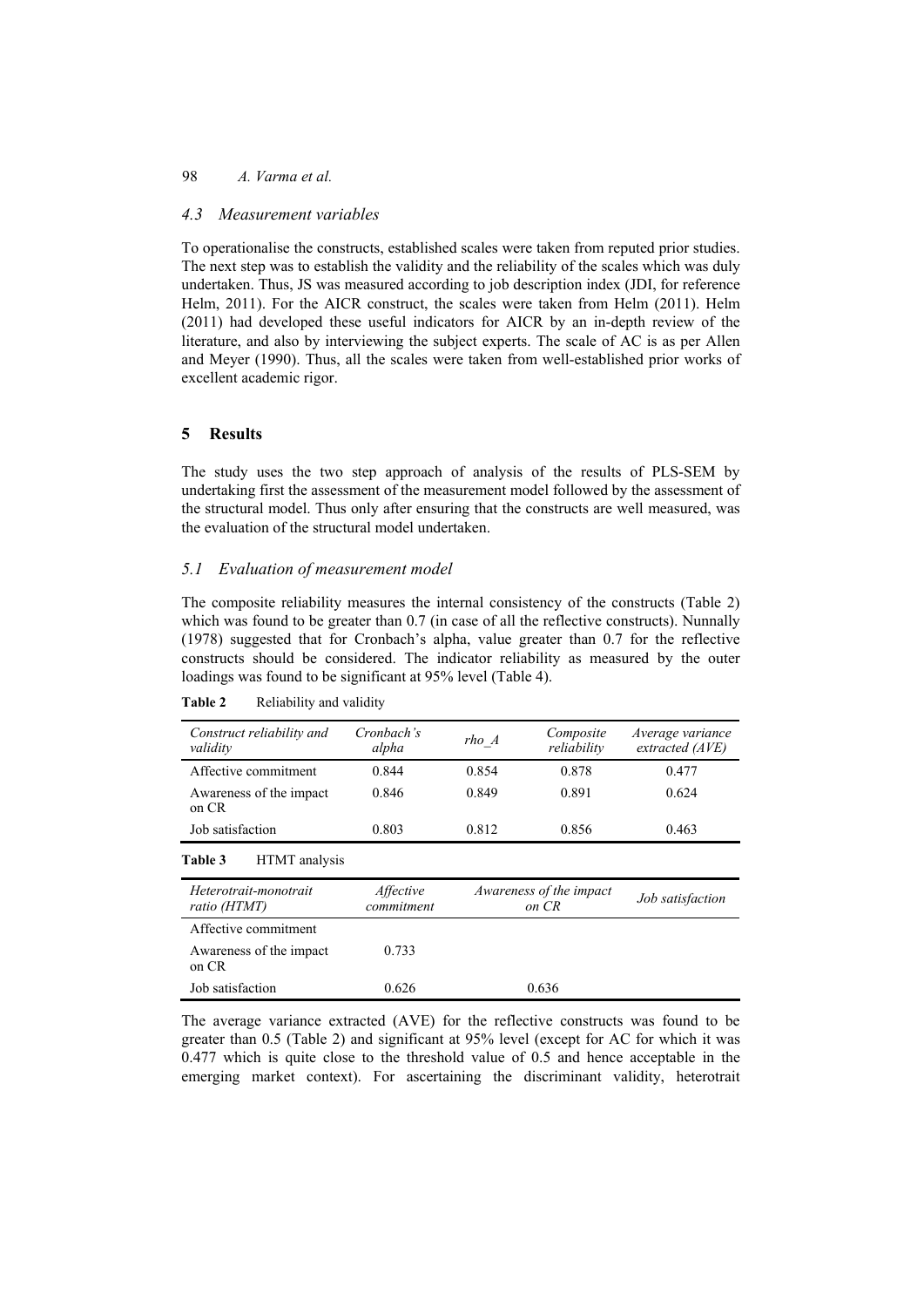### 4.3 Measurement variables

To operationalise the constructs, established scales were taken from reputed prior studies. The next step was to establish the validity and the reliability of the scales which was duly undertaken. Thus, JS was measured according to job description index (JDI, for reference Helm, 2011). For the AICR construct, the scales were taken from Helm (2011). Helm (2011) had developed these useful indicators for AICR by an in-depth review of the literature, and also by interviewing the subject experts. The scale of AC is as per Allen and Meyer (1990). Thus, all the scales were taken from well-established prior works of excellent academic rigor.

## 5 Results

The study uses the two step approach of analysis of the results of PLS-SEM by undertaking first the assessment of the measurement model followed by the assessment of the structural model. Thus only after ensuring that the constructs are well measured, was the evaluation of the structural model undertaken.

### 5.1 Evaluation of measurement model

The composite reliability measures the internal consistency of the constructs (Table 2) which was found to be greater than 0.7 (in case of all the reflective constructs). Nunnally (1978) suggested that for Cronbach's alpha, value greater than 0.7 for the reflective constructs should be considered. The indicator reliability as measured by the outer loadings was found to be significant at 95% level (Table 4).

**Table 2** Reliability and validity

| *Construct reliability and validity* | *Cronbach's alpha* | *rho_A* | *Composite reliability* | *Average variance extracted (AVE)* |
|---|---|---|---|---|
| Affective commitment | 0.844 | 0.854 | 0.878 | 0.477 |
| Awareness of the impact on CR | 0.846 | 0.849 | 0.891 | 0.624 |
| Job satisfaction | 0.803 | 0.812 | 0.856 | 0.463 |

**Table 3** HTMT analysis

| *Heterotrait-monotrait ratio (HTMT)* | *Affective commitment* | *Awareness of the impact on CR* | *Job satisfaction* |
|---|---|---|---|
| Affective commitment | | | |
| Awareness of the impact on CR | 0.733 | | |
| Job satisfaction | 0.626 | 0.636 | |

The average variance extracted (AVE) for the reflective constructs was found to be greater than 0.5 (Table 2) and significant at 95% level (except for AC for which it was 0.477 which is quite close to the threshold value of 0.5 and hence acceptable in the emerging market context). For ascertaining the discriminant validity, heterotrait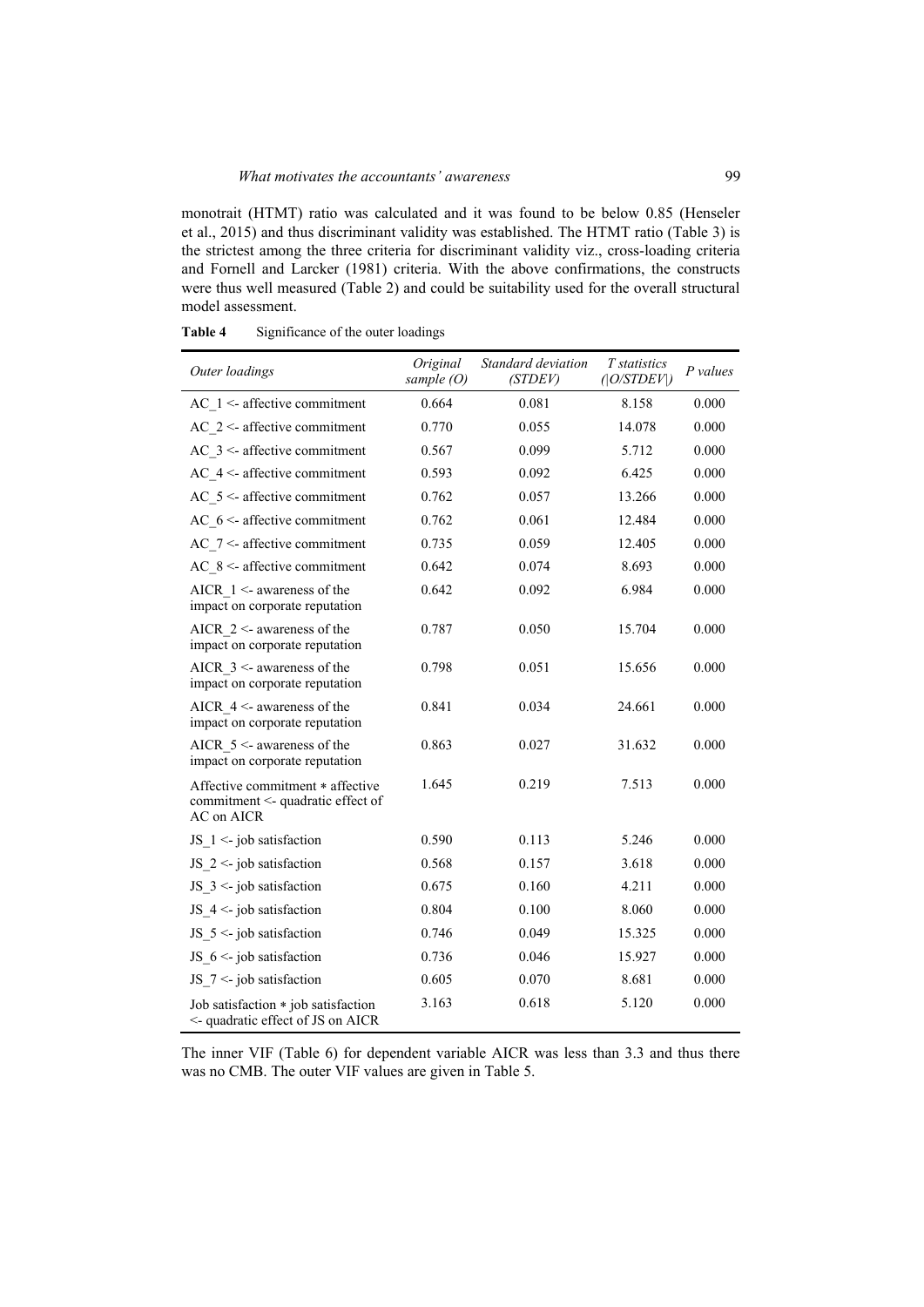monotrait (HTMT) ratio was calculated and it was found to be below 0.85 (Henseler et al., 2015) and thus discriminant validity was established. The HTMT ratio (Table 3) is the strictest among the three criteria for discriminant validity viz., cross-loading criteria and Fornell and Larcker (1981) criteria. With the above confirmations, the constructs were thus well measured (Table 2) and could be suitability used for the overall structural model assessment.

**Table 4** Significance of the outer loadings

| *Outer loadings* | *Original sample (O)* | *Standard deviation (STDEV)* | *T statistics (\|O/STDEV\|)* | *P values* |
|---|---|---|---|---|
| AC_1 <- affective commitment | 0.664 | 0.081 | 8.158 | 0.000 |
| AC_2 <- affective commitment | 0.770 | 0.055 | 14.078 | 0.000 |
| AC_3 <- affective commitment | 0.567 | 0.099 | 5.712 | 0.000 |
| AC_4 <- affective commitment | 0.593 | 0.092 | 6.425 | 0.000 |
| AC_5 <- affective commitment | 0.762 | 0.057 | 13.266 | 0.000 |
| AC_6 <- affective commitment | 0.762 | 0.061 | 12.484 | 0.000 |
| AC_7 <- affective commitment | 0.735 | 0.059 | 12.405 | 0.000 |
| AC_8 <- affective commitment | 0.642 | 0.074 | 8.693 | 0.000 |
| AICR_1 <- awareness of the impact on corporate reputation | 0.642 | 0.092 | 6.984 | 0.000 |
| AICR_2 <- awareness of the impact on corporate reputation | 0.787 | 0.050 | 15.704 | 0.000 |
| AICR_3 <- awareness of the impact on corporate reputation | 0.798 | 0.051 | 15.656 | 0.000 |
| AICR_4 <- awareness of the impact on corporate reputation | 0.841 | 0.034 | 24.661 | 0.000 |
| AICR_5 <- awareness of the impact on corporate reputation | 0.863 | 0.027 | 31.632 | 0.000 |
| Affective commitment * affective commitment <- quadratic effect of AC on AICR | 1.645 | 0.219 | 7.513 | 0.000 |
| JS_1 <- job satisfaction | 0.590 | 0.113 | 5.246 | 0.000 |
| JS_2 <- job satisfaction | 0.568 | 0.157 | 3.618 | 0.000 |
| JS_3 <- job satisfaction | 0.675 | 0.160 | 4.211 | 0.000 |
| JS_4 <- job satisfaction | 0.804 | 0.100 | 8.060 | 0.000 |
| JS_5 <- job satisfaction | 0.746 | 0.049 | 15.325 | 0.000 |
| JS_6 <- job satisfaction | 0.736 | 0.046 | 15.927 | 0.000 |
| JS_7 <- job satisfaction | 0.605 | 0.070 | 8.681 | 0.000 |
| Job satisfaction * job satisfaction <- quadratic effect of JS on AICR | 3.163 | 0.618 | 5.120 | 0.000 |

The inner VIF (Table 6) for dependent variable AICR was less than 3.3 and thus there was no CMB. The outer VIF values are given in Table 5.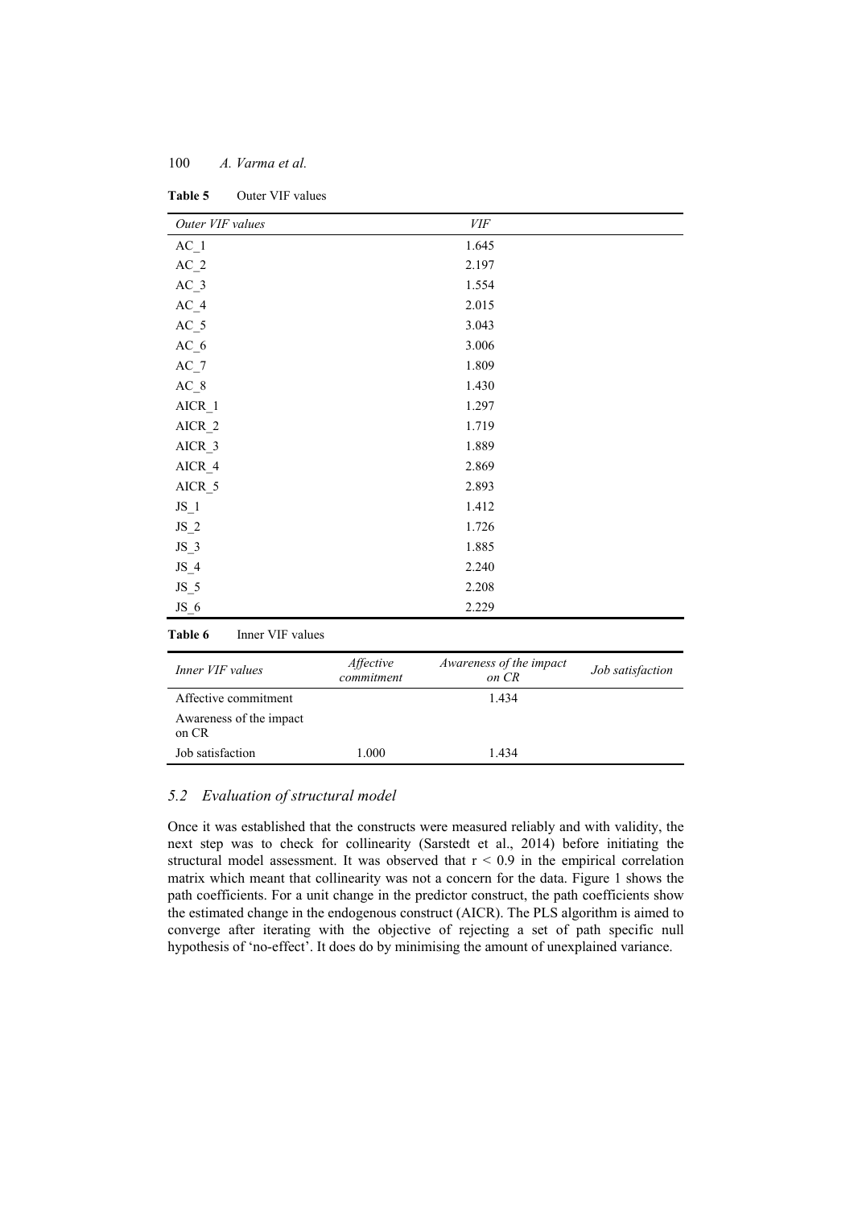**Table 5** Outer VIF values

| *Outer VIF values* | *VIF* |
|---|---|
| AC_1 | 1.645 |
| AC_2 | 2.197 |
| AC_3 | 1.554 |
| AC_4 | 2.015 |
| AC_5 | 3.043 |
| AC_6 | 3.006 |
| AC_7 | 1.809 |
| AC_8 | 1.430 |
| AICR_1 | 1.297 |
| AICR_2 | 1.719 |
| AICR_3 | 1.889 |
| AICR_4 | 2.869 |
| AICR_5 | 2.893 |
| JS_1 | 1.412 |
| JS_2 | 1.726 |
| JS_3 | 1.885 |
| JS_4 | 2.240 |
| JS_5 | 2.208 |
| JS_6 | 2.229 |

**Table 6** Inner VIF values

| *Inner VIF values* | *Affective commitment* | *Awareness of the impact on CR* | *Job satisfaction* |
|---|---|---|---|
| Affective commitment | | 1.434 | |
| Awareness of the impact on CR | | | |
| Job satisfaction | 1.000 | 1.434 | |

## *5.2 Evaluation of structural model*

Once it was established that the constructs were measured reliably and with validity, the next step was to check for collinearity (Sarstedt et al., 2014) before initiating the structural model assessment. It was observed that $r < 0.9$ in the empirical correlation matrix which meant that collinearity was not a concern for the data. Figure 1 shows the path coefficients. For a unit change in the predictor construct, the path coefficients show the estimated change in the endogenous construct (AICR). The PLS algorithm is aimed to converge after iterating with the objective of rejecting a set of path specific null hypothesis of 'no-effect'. It does do by minimising the amount of unexplained variance.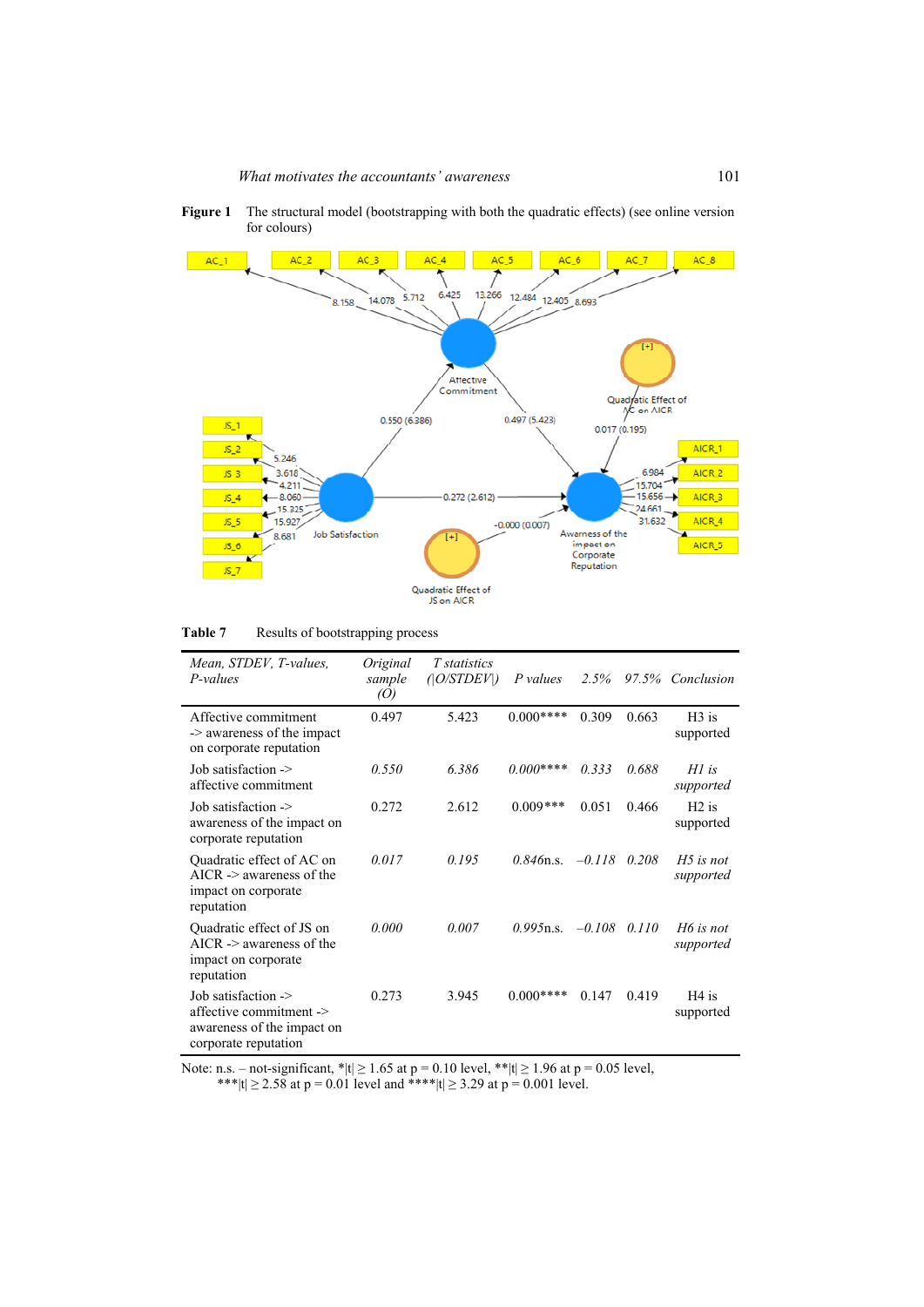**Figure 1** The structural model (bootstrapping with both the quadratic effects) (see online version for colours)

AC_1 AC_2 AC_3 AC_4 AC_5 AC_6 AC_7 AC_8

8.158 14.078 5.712 6.425 13.266 12.484 12.405 8.693

Affective Commitment

[+]

Quadratic Effect of AC on AICR

0.017 (0.195)

0.550 (6.386)

0.497 (5.423)

JS_1 JS_2 JS_3 JS_4 JS_5 JS_6 JS_7

5.246 3.618 4.211 8.060 15.325 15.927 8.681

Job Satisfaction

0.272 (2.612)

-0.000 (0.007)

[+]

Quadratic Effect of JS on AICR

Awarness of the impact on Corporate Reputation

6.984 15.704 15.656 24.661 31.632

AICR_1 AICR_2 AICR_3 AICR_4 AICR_5

**Table 7** Results of bootstrapping process

| *Mean, STDEV, T-values, P-values* | *Original sample (O)* | *T statistics (\|O/STDEV\|)* | *P values* | *2.5%* | *97.5%* | *Conclusion* |
|---|---|---|---|---|---|---|
| Affective commitment -> awareness of the impact on corporate reputation | 0.497 | 5.423 | 0.000**** | 0.309 | 0.663 | H3 is supported |
| *Job satisfaction -> affective commitment* | *0.550* | *6.386* | *0.000*** ** | *0.333* | *0.688* | *H1 is supported* |
| Job satisfaction -> awareness of the impact on corporate reputation | 0.272 | 2.612 | 0.009*** | 0.051 | 0.466 | H2 is supported |
| *Quadratic effect of AC on AICR -> awareness of the impact on corporate reputation* | *0.017* | *0.195* | *0.846n.s.* | *–0.118* | *0.208* | *H5 is not supported* |
| *Quadratic effect of JS on AICR -> awareness of the impact on corporate reputation* | *0.000* | *0.007* | *0.995n.s.* | *–0.108* | *0.110* | *H6 is not supported* |
| Job satisfaction -> affective commitment -> awareness of the impact on corporate reputation | 0.273 | 3.945 | 0.000**** | 0.147 | 0.419 | H4 is supported |

Note: n.s. – not-significant, *$|t| \geq 1.65$ at $p = 0.10$ level, **$|t| \geq 1.96$ at $p = 0.05$ level, ***$|t| \geq 2.58$ at $p = 0.01$ level and ****$|t| \geq 3.29$ at $p = 0.001$ level.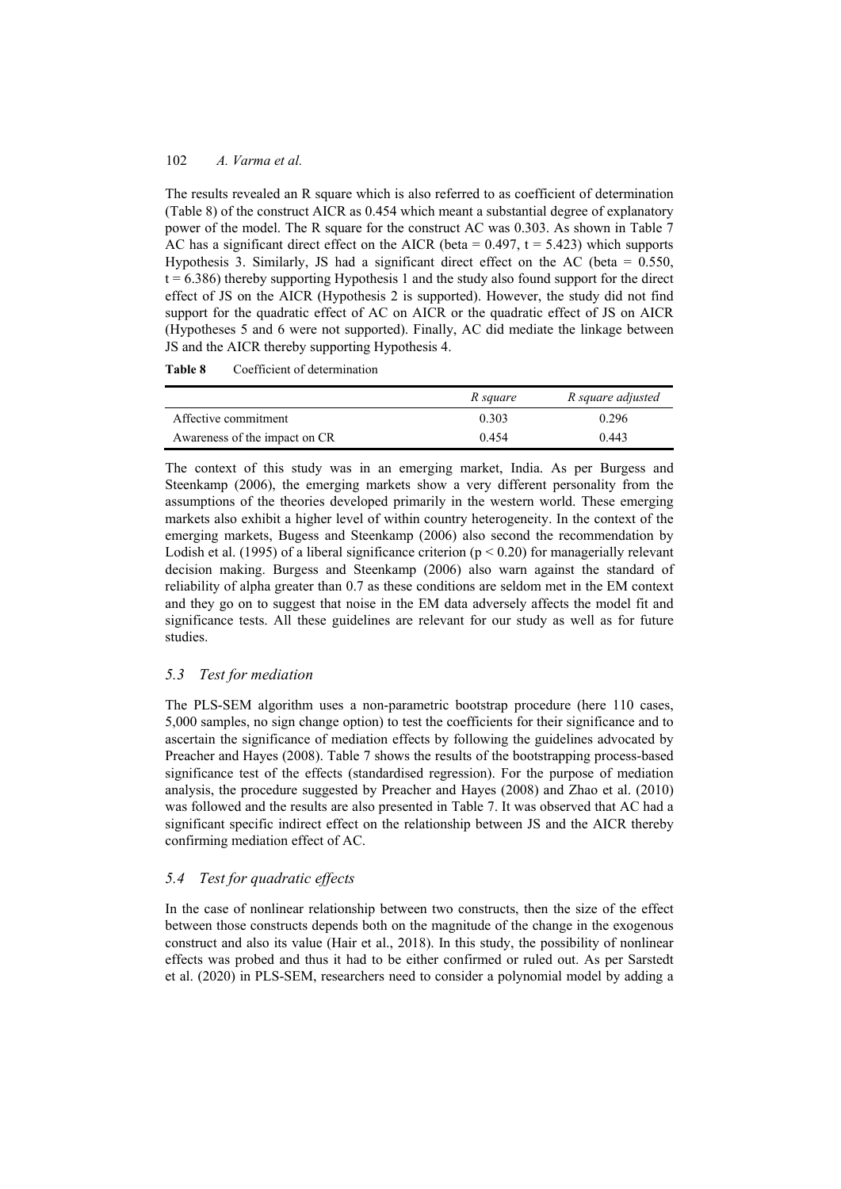The results revealed an R square which is also referred to as coefficient of determination (Table 8) of the construct AICR as 0.454 which meant a substantial degree of explanatory power of the model. The R square for the construct AC was 0.303. As shown in Table 7 AC has a significant direct effect on the AICR (beta = 0.497, t = 5.423) which supports Hypothesis 3. Similarly, JS had a significant direct effect on the AC (beta = 0.550, t = 6.386) thereby supporting Hypothesis 1 and the study also found support for the direct effect of JS on the AICR (Hypothesis 2 is supported). However, the study did not find support for the quadratic effect of AC on AICR or the quadratic effect of JS on AICR (Hypotheses 5 and 6 were not supported). Finally, AC did mediate the linkage between JS and the AICR thereby supporting Hypothesis 4.

**Table 8** Coefficient of determination

| | *R square* | *R square adjusted* |
|---|---|---|
| Affective commitment | 0.303 | 0.296 |
| Awareness of the impact on CR | 0.454 | 0.443 |

The context of this study was in an emerging market, India. As per Burgess and Steenkamp (2006), the emerging markets show a very different personality from the assumptions of the theories developed primarily in the western world. These emerging markets also exhibit a higher level of within country heterogeneity. In the context of the emerging markets, Bugess and Steenkamp (2006) also second the recommendation by Lodish et al. (1995) of a liberal significance criterion ($p < 0.20$) for managerially relevant decision making. Burgess and Steenkamp (2006) also warn against the standard of reliability of alpha greater than 0.7 as these conditions are seldom met in the EM context and they go on to suggest that noise in the EM data adversely affects the model fit and significance tests. All these guidelines are relevant for our study as well as for future studies.

### *5.3 Test for mediation*

The PLS-SEM algorithm uses a non-parametric bootstrap procedure (here 110 cases, 5,000 samples, no sign change option) to test the coefficients for their significance and to ascertain the significance of mediation effects by following the guidelines advocated by Preacher and Hayes (2008). Table 7 shows the results of the bootstrapping process-based significance test of the effects (standardised regression). For the purpose of mediation analysis, the procedure suggested by Preacher and Hayes (2008) and Zhao et al. (2010) was followed and the results are also presented in Table 7. It was observed that AC had a significant specific indirect effect on the relationship between JS and the AICR thereby confirming mediation effect of AC.

### *5.4 Test for quadratic effects*

In the case of nonlinear relationship between two constructs, then the size of the effect between those constructs depends both on the magnitude of the change in the exogenous construct and also its value (Hair et al., 2018). In this study, the possibility of nonlinear effects was probed and thus it had to be either confirmed or ruled out. As per Sarstedt et al. (2020) in PLS-SEM, researchers need to consider a polynomial model by adding a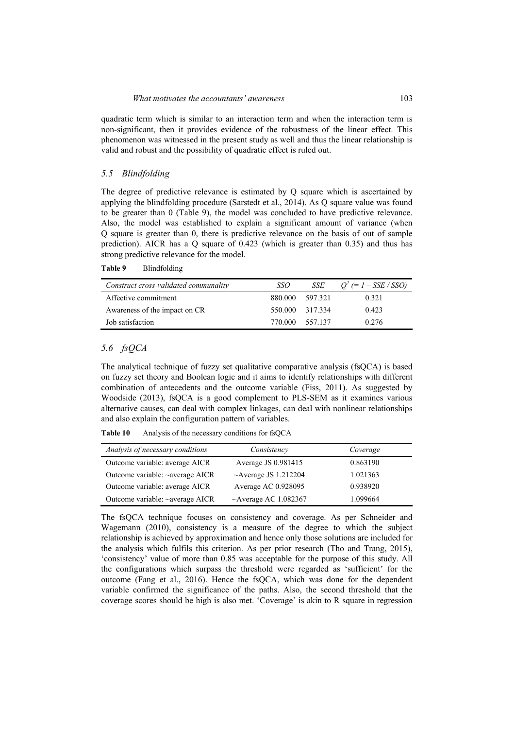quadratic term which is similar to an interaction term and when the interaction term is non-significant, then it provides evidence of the robustness of the linear effect. This phenomenon was witnessed in the present study as well and thus the linear relationship is valid and robust and the possibility of quadratic effect is ruled out.

### *5.5 Blindfolding*

The degree of predictive relevance is estimated by Q square which is ascertained by applying the blindfolding procedure (Sarstedt et al., 2014). As Q square value was found to be greater than 0 (Table 9), the model was concluded to have predictive relevance. Also, the model was established to explain a significant amount of variance (when Q square is greater than 0, there is predictive relevance on the basis of out of sample prediction). AICR has a Q square of 0.423 (which is greater than 0.35) and thus has strong predictive relevance for the model.

**Table 9** Blindfolding

| *Construct cross-validated communality* | *SSO* | *SSE* | $Q^2$ *(= 1 – SSE / SSO)* |
|---|---|---|---|
| Affective commitment | 880.000 | 597.321 | 0.321 |
| Awareness of the impact on CR | 550.000 | 317.334 | 0.423 |
| Job satisfaction | 770.000 | 557.137 | 0.276 |

### *5.6 fsQCA*

The analytical technique of fuzzy set qualitative comparative analysis (fsQCA) is based on fuzzy set theory and Boolean logic and it aims to identify relationships with different combination of antecedents and the outcome variable (Fiss, 2011). As suggested by Woodside (2013), fsQCA is a good complement to PLS-SEM as it examines various alternative causes, can deal with complex linkages, can deal with nonlinear relationships and also explain the configuration pattern of variables.

**Table 10** Analysis of the necessary conditions for fsQCA

| *Analysis of necessary conditions* | *Consistency* | *Coverage* |
|---|---|---|
| Outcome variable: average AICR | Average JS 0.981415 | 0.863190 |
| Outcome variable: ~average AICR | ~Average JS 1.212204 | 1.021363 |
| Outcome variable: average AICR | Average AC 0.928095 | 0.938920 |
| Outcome variable: ~average AICR | ~Average AC 1.082367 | 1.099664 |

The fsQCA technique focuses on consistency and coverage. As per Schneider and Wagemann (2010), consistency is a measure of the degree to which the subject relationship is achieved by approximation and hence only those solutions are included for the analysis which fulfils this criterion. As per prior research (Tho and Trang, 2015), 'consistency' value of more than 0.85 was acceptable for the purpose of this study. All the configurations which surpass the threshold were regarded as 'sufficient' for the outcome (Fang et al., 2016). Hence the fsQCA, which was done for the dependent variable confirmed the significance of the paths. Also, the second threshold that the coverage scores should be high is also met. 'Coverage' is akin to R square in regression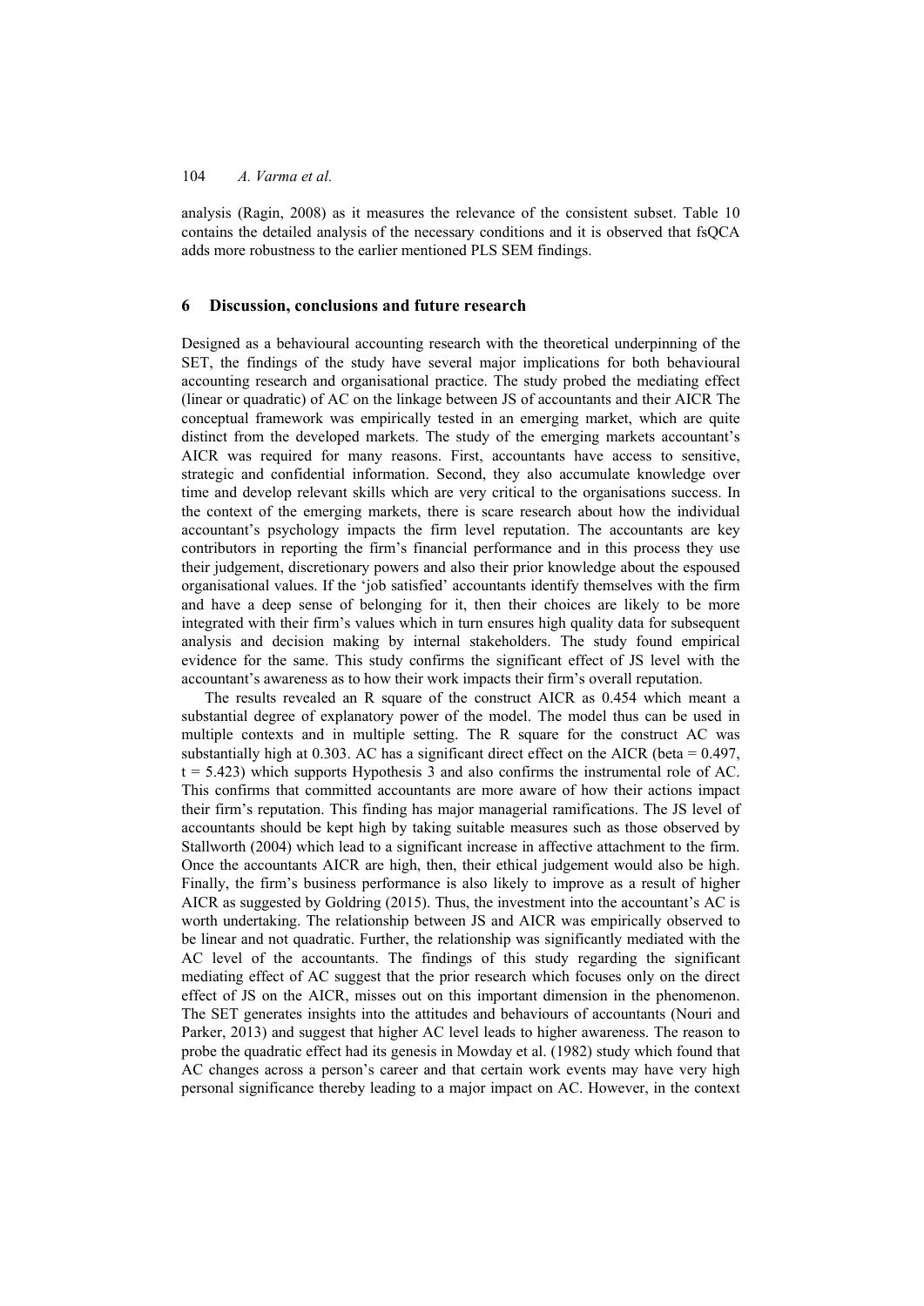analysis (Ragin, 2008) as it measures the relevance of the consistent subset. Table 10 contains the detailed analysis of the necessary conditions and it is observed that fsQCA adds more robustness to the earlier mentioned PLS SEM findings.

## 6 Discussion, conclusions and future research

Designed as a behavioural accounting research with the theoretical underpinning of the SET, the findings of the study have several major implications for both behavioural accounting research and organisational practice. The study probed the mediating effect (linear or quadratic) of AC on the linkage between JS of accountants and their AICR The conceptual framework was empirically tested in an emerging market, which are quite distinct from the developed markets. The study of the emerging markets accountant's AICR was required for many reasons. First, accountants have access to sensitive, strategic and confidential information. Second, they also accumulate knowledge over time and develop relevant skills which are very critical to the organisations success. In the context of the emerging markets, there is scare research about how the individual accountant's psychology impacts the firm level reputation. The accountants are key contributors in reporting the firm's financial performance and in this process they use their judgement, discretionary powers and also their prior knowledge about the espoused organisational values. If the 'job satisfied' accountants identify themselves with the firm and have a deep sense of belonging for it, then their choices are likely to be more integrated with their firm's values which in turn ensures high quality data for subsequent analysis and decision making by internal stakeholders. The study found empirical evidence for the same. This study confirms the significant effect of JS level with the accountant's awareness as to how their work impacts their firm's overall reputation.

The results revealed an R square of the construct AICR as 0.454 which meant a substantial degree of explanatory power of the model. The model thus can be used in multiple contexts and in multiple setting. The R square for the construct AC was substantially high at 0.303. AC has a significant direct effect on the AICR (beta = 0.497, t = 5.423) which supports Hypothesis 3 and also confirms the instrumental role of AC. This confirms that committed accountants are more aware of how their actions impact their firm's reputation. This finding has major managerial ramifications. The JS level of accountants should be kept high by taking suitable measures such as those observed by Stallworth (2004) which lead to a significant increase in affective attachment to the firm. Once the accountants AICR are high, then, their ethical judgement would also be high. Finally, the firm's business performance is also likely to improve as a result of higher AICR as suggested by Goldring (2015). Thus, the investment into the accountant's AC is worth undertaking. The relationship between JS and AICR was empirically observed to be linear and not quadratic. Further, the relationship was significantly mediated with the AC level of the accountants. The findings of this study regarding the significant mediating effect of AC suggest that the prior research which focuses only on the direct effect of JS on the AICR, misses out on this important dimension in the phenomenon. The SET generates insights into the attitudes and behaviours of accountants (Nouri and Parker, 2013) and suggest that higher AC level leads to higher awareness. The reason to probe the quadratic effect had its genesis in Mowday et al. (1982) study which found that AC changes across a person's career and that certain work events may have very high personal significance thereby leading to a major impact on AC. However, in the context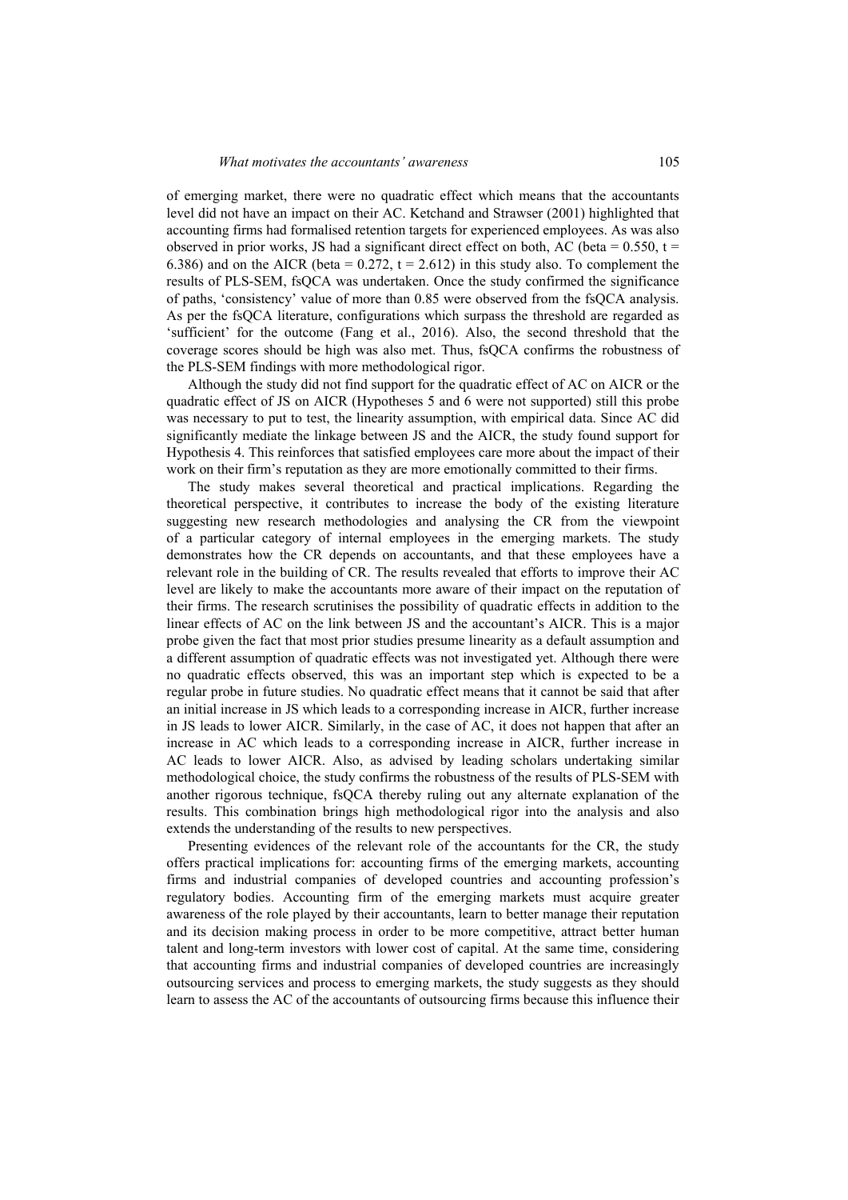of emerging market, there were no quadratic effect which means that the accountants level did not have an impact on their AC. Ketchand and Strawser (2001) highlighted that accounting firms had formalised retention targets for experienced employees. As was also observed in prior works, JS had a significant direct effect on both, AC (beta = 0.550, t = 6.386) and on the AICR (beta = 0.272, t = 2.612) in this study also. To complement the results of PLS-SEM, fsQCA was undertaken. Once the study confirmed the significance of paths, 'consistency' value of more than 0.85 were observed from the fsQCA analysis. As per the fsQCA literature, configurations which surpass the threshold are regarded as 'sufficient' for the outcome (Fang et al., 2016). Also, the second threshold that the coverage scores should be high was also met. Thus, fsQCA confirms the robustness of the PLS-SEM findings with more methodological rigor.

Although the study did not find support for the quadratic effect of AC on AICR or the quadratic effect of JS on AICR (Hypotheses 5 and 6 were not supported) still this probe was necessary to put to test, the linearity assumption, with empirical data. Since AC did significantly mediate the linkage between JS and the AICR, the study found support for Hypothesis 4. This reinforces that satisfied employees care more about the impact of their work on their firm's reputation as they are more emotionally committed to their firms.

The study makes several theoretical and practical implications. Regarding the theoretical perspective, it contributes to increase the body of the existing literature suggesting new research methodologies and analysing the CR from the viewpoint of a particular category of internal employees in the emerging markets. The study demonstrates how the CR depends on accountants, and that these employees have a relevant role in the building of CR. The results revealed that efforts to improve their AC level are likely to make the accountants more aware of their impact on the reputation of their firms. The research scrutinises the possibility of quadratic effects in addition to the linear effects of AC on the link between JS and the accountant's AICR. This is a major probe given the fact that most prior studies presume linearity as a default assumption and a different assumption of quadratic effects was not investigated yet. Although there were no quadratic effects observed, this was an important step which is expected to be a regular probe in future studies. No quadratic effect means that it cannot be said that after an initial increase in JS which leads to a corresponding increase in AICR, further increase in JS leads to lower AICR. Similarly, in the case of AC, it does not happen that after an increase in AC which leads to a corresponding increase in AICR, further increase in AC leads to lower AICR. Also, as advised by leading scholars undertaking similar methodological choice, the study confirms the robustness of the results of PLS-SEM with another rigorous technique, fsQCA thereby ruling out any alternate explanation of the results. This combination brings high methodological rigor into the analysis and also extends the understanding of the results to new perspectives.

Presenting evidences of the relevant role of the accountants for the CR, the study offers practical implications for: accounting firms of the emerging markets, accounting firms and industrial companies of developed countries and accounting profession's regulatory bodies. Accounting firm of the emerging markets must acquire greater awareness of the role played by their accountants, learn to better manage their reputation and its decision making process in order to be more competitive, attract better human talent and long-term investors with lower cost of capital. At the same time, considering that accounting firms and industrial companies of developed countries are increasingly outsourcing services and process to emerging markets, the study suggests as they should learn to assess the AC of the accountants of outsourcing firms because this influence their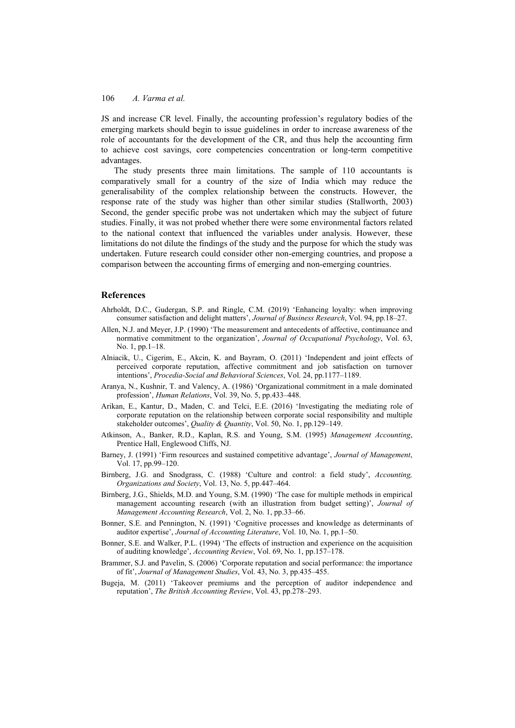JS and increase CR level. Finally, the accounting profession's regulatory bodies of the emerging markets should begin to issue guidelines in order to increase awareness of the role of accountants for the development of the CR, and thus help the accounting firm to achieve cost savings, core competencies concentration or long-term competitive advantages.

The study presents three main limitations. The sample of 110 accountants is comparatively small for a country of the size of India which may reduce the generalisability of the complex relationship between the constructs. However, the response rate of the study was higher than other similar studies (Stallworth, 2003) Second, the gender specific probe was not undertaken which may the subject of future studies. Finally, it was not probed whether there were some environmental factors related to the national context that influenced the variables under analysis. However, these limitations do not dilute the findings of the study and the purpose for which the study was undertaken. Future research could consider other non-emerging countries, and propose a comparison between the accounting firms of emerging and non-emerging countries.

## References

Ahrholdt, D.C., Gudergan, S.P. and Ringle, C.M. (2019) 'Enhancing loyalty: when improving consumer satisfaction and delight matters', *Journal of Business Research*, Vol. 94, pp.18–27.

Allen, N.J. and Meyer, J.P. (1990) 'The measurement and antecedents of affective, continuance and normative commitment to the organization', *Journal of Occupational Psychology*, Vol. 63, No. 1, pp.1–18.

Alniacik, U., Cigerim, E., Akcin, K. and Bayram, O. (2011) 'Independent and joint effects of perceived corporate reputation, affective commitment and job satisfaction on turnover intentions', *Procedia-Social and Behavioral Sciences*, Vol. 24, pp.1177–1189.

Aranya, N., Kushnir, T. and Valency, A. (1986) 'Organizational commitment in a male dominated profession', *Human Relations*, Vol. 39, No. 5, pp.433–448.

Arikan, E., Kantur, D., Maden, C. and Telci, E.E. (2016) 'Investigating the mediating role of corporate reputation on the relationship between corporate social responsibility and multiple stakeholder outcomes', *Quality & Quantity*, Vol. 50, No. 1, pp.129–149.

Atkinson, A., Banker, R.D., Kaplan, R.S. and Young, S.M. (1995) *Management Accounting*, Prentice Hall, Englewood Cliffs, NJ.

Barney, J. (1991) 'Firm resources and sustained competitive advantage', *Journal of Management*, Vol. 17, pp.99–120.

Birnberg, J.G. and Snodgrass, C. (1988) 'Culture and control: a field study', *Accounting, Organizations and Society*, Vol. 13, No. 5, pp.447–464.

Birnberg, J.G., Shields, M.D. and Young, S.M. (1990) 'The case for multiple methods in empirical management accounting research (with an illustration from budget setting)', *Journal of Management Accounting Research*, Vol. 2, No. 1, pp.33–66.

Bonner, S.E. and Pennington, N. (1991) 'Cognitive processes and knowledge as determinants of auditor expertise', *Journal of Accounting Literature*, Vol. 10, No. 1, pp.1–50.

Bonner, S.E. and Walker, P.L. (1994) 'The effects of instruction and experience on the acquisition of auditing knowledge', *Accounting Review*, Vol. 69, No. 1, pp.157–178.

Brammer, S.J. and Pavelin, S. (2006) 'Corporate reputation and social performance: the importance of fit', *Journal of Management Studies*, Vol. 43, No. 3, pp.435–455.

Bugeja, M. (2011) 'Takeover premiums and the perception of auditor independence and reputation', *The British Accounting Review*, Vol. 43, pp.278–293.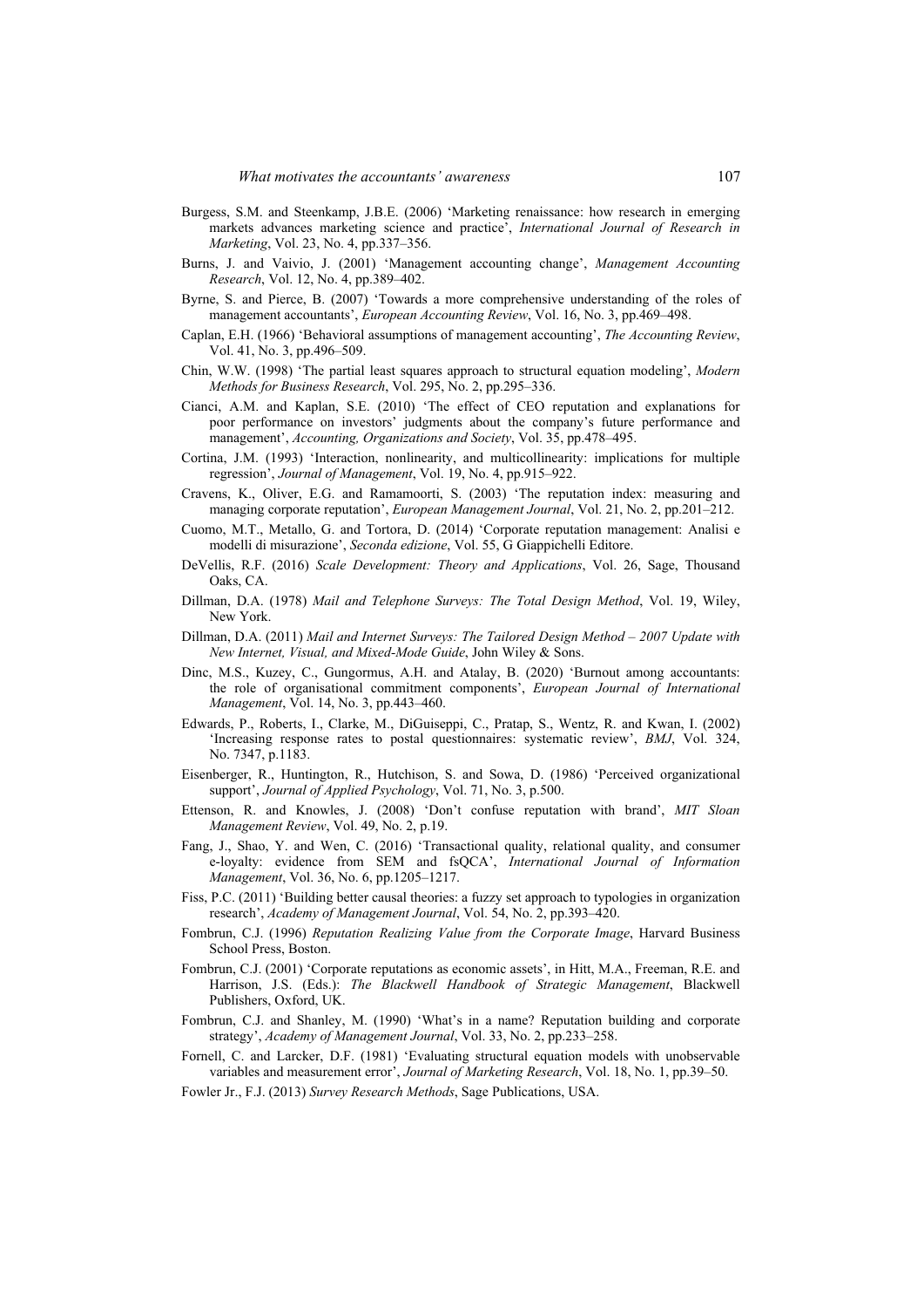Burgess, S.M. and Steenkamp, J.B.E. (2006) 'Marketing renaissance: how research in emerging markets advances marketing science and practice', *International Journal of Research in Marketing*, Vol. 23, No. 4, pp.337–356.

Burns, J. and Vaivio, J. (2001) 'Management accounting change', *Management Accounting Research*, Vol. 12, No. 4, pp.389–402.

Byrne, S. and Pierce, B. (2007) 'Towards a more comprehensive understanding of the roles of management accountants', *European Accounting Review*, Vol. 16, No. 3, pp.469–498.

Caplan, E.H. (1966) 'Behavioral assumptions of management accounting', *The Accounting Review*, Vol. 41, No. 3, pp.496–509.

Chin, W.W. (1998) 'The partial least squares approach to structural equation modeling', *Modern Methods for Business Research*, Vol. 295, No. 2, pp.295–336.

Cianci, A.M. and Kaplan, S.E. (2010) 'The effect of CEO reputation and explanations for poor performance on investors' judgments about the company's future performance and management', *Accounting, Organizations and Society*, Vol. 35, pp.478–495.

Cortina, J.M. (1993) 'Interaction, nonlinearity, and multicollinearity: implications for multiple regression', *Journal of Management*, Vol. 19, No. 4, pp.915–922.

Cravens, K., Oliver, E.G. and Ramamoorti, S. (2003) 'The reputation index: measuring and managing corporate reputation', *European Management Journal*, Vol. 21, No. 2, pp.201–212.

Cuomo, M.T., Metallo, G. and Tortora, D. (2014) 'Corporate reputation management: Analisi e modelli di misurazione', *Seconda edizione*, Vol. 55, G Giappichelli Editore.

DeVellis, R.F. (2016) *Scale Development: Theory and Applications*, Vol. 26, Sage, Thousand Oaks, CA.

Dillman, D.A. (1978) *Mail and Telephone Surveys: The Total Design Method*, Vol. 19, Wiley, New York.

Dillman, D.A. (2011) *Mail and Internet Surveys: The Tailored Design Method – 2007 Update with New Internet, Visual, and Mixed-Mode Guide*, John Wiley & Sons.

Dinc, M.S., Kuzey, C., Gungormus, A.H. and Atalay, B. (2020) 'Burnout among accountants: the role of organisational commitment components', *European Journal of International Management*, Vol. 14, No. 3, pp.443–460.

Edwards, P., Roberts, I., Clarke, M., DiGuiseppi, C., Pratap, S., Wentz, R. and Kwan, I. (2002) 'Increasing response rates to postal questionnaires: systematic review', *BMJ*, Vol. 324, No. 7347, p.1183.

Eisenberger, R., Huntington, R., Hutchison, S. and Sowa, D. (1986) 'Perceived organizational support', *Journal of Applied Psychology*, Vol. 71, No. 3, p.500.

Ettenson, R. and Knowles, J. (2008) 'Don't confuse reputation with brand', *MIT Sloan Management Review*, Vol. 49, No. 2, p.19.

Fang, J., Shao, Y. and Wen, C. (2016) 'Transactional quality, relational quality, and consumer e-loyalty: evidence from SEM and fsQCA', *International Journal of Information Management*, Vol. 36, No. 6, pp.1205–1217.

Fiss, P.C. (2011) 'Building better causal theories: a fuzzy set approach to typologies in organization research', *Academy of Management Journal*, Vol. 54, No. 2, pp.393–420.

Fombrun, C.J. (1996) *Reputation Realizing Value from the Corporate Image*, Harvard Business School Press, Boston.

Fombrun, C.J. (2001) 'Corporate reputations as economic assets', in Hitt, M.A., Freeman, R.E. and Harrison, J.S. (Eds.): *The Blackwell Handbook of Strategic Management*, Blackwell Publishers, Oxford, UK.

Fombrun, C.J. and Shanley, M. (1990) 'What's in a name? Reputation building and corporate strategy', *Academy of Management Journal*, Vol. 33, No. 2, pp.233–258.

Fornell, C. and Larcker, D.F. (1981) 'Evaluating structural equation models with unobservable variables and measurement error', *Journal of Marketing Research*, Vol. 18, No. 1, pp.39–50.

Fowler Jr., F.J. (2013) *Survey Research Methods*, Sage Publications, USA.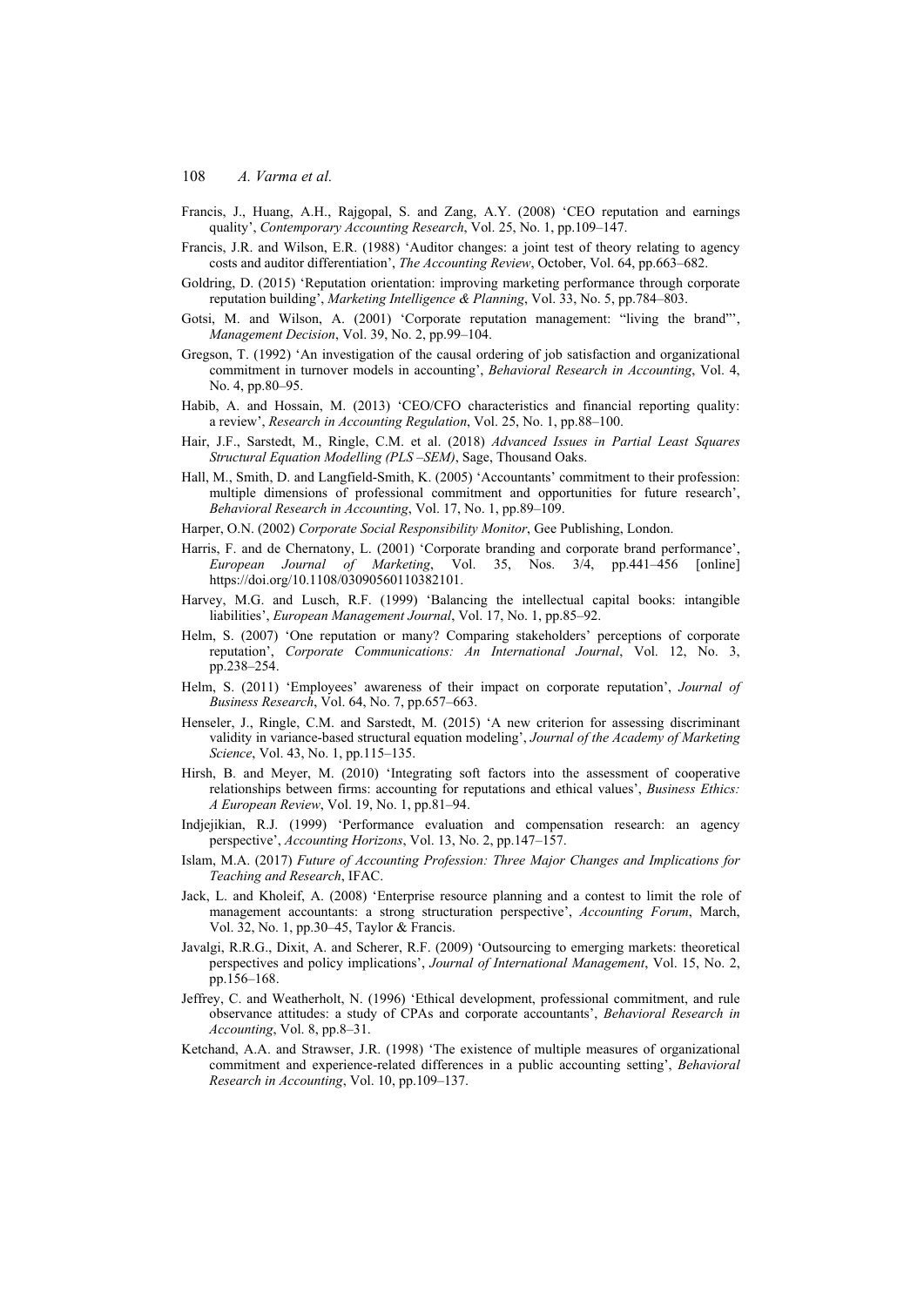Francis, J., Huang, A.H., Rajgopal, S. and Zang, A.Y. (2008) 'CEO reputation and earnings quality', *Contemporary Accounting Research*, Vol. 25, No. 1, pp.109–147.

Francis, J.R. and Wilson, E.R. (1988) 'Auditor changes: a joint test of theory relating to agency costs and auditor differentiation', *The Accounting Review*, October, Vol. 64, pp.663–682.

Goldring, D. (2015) 'Reputation orientation: improving marketing performance through corporate reputation building', *Marketing Intelligence & Planning*, Vol. 33, No. 5, pp.784–803.

Gotsi, M. and Wilson, A. (2001) 'Corporate reputation management: "living the brand"', *Management Decision*, Vol. 39, No. 2, pp.99–104.

Gregson, T. (1992) 'An investigation of the causal ordering of job satisfaction and organizational commitment in turnover models in accounting', *Behavioral Research in Accounting*, Vol. 4, No. 4, pp.80–95.

Habib, A. and Hossain, M. (2013) 'CEO/CFO characteristics and financial reporting quality: a review', *Research in Accounting Regulation*, Vol. 25, No. 1, pp.88–100.

Hair, J.F., Sarstedt, M., Ringle, C.M. et al. (2018) *Advanced Issues in Partial Least Squares Structural Equation Modelling (PLS –SEM)*, Sage, Thousand Oaks.

Hall, M., Smith, D. and Langfield-Smith, K. (2005) 'Accountants' commitment to their profession: multiple dimensions of professional commitment and opportunities for future research', *Behavioral Research in Accounting*, Vol. 17, No. 1, pp.89–109.

Harper, O.N. (2002) *Corporate Social Responsibility Monitor*, Gee Publishing, London.

Harris, F. and de Chernatony, L. (2001) 'Corporate branding and corporate brand performance', *European Journal of Marketing*, Vol. 35, Nos. 3/4, pp.441–456 [online] https://doi.org/10.1108/03090560110382101.

Harvey, M.G. and Lusch, R.F. (1999) 'Balancing the intellectual capital books: intangible liabilities', *European Management Journal*, Vol. 17, No. 1, pp.85–92.

Helm, S. (2007) 'One reputation or many? Comparing stakeholders' perceptions of corporate reputation', *Corporate Communications: An International Journal*, Vol. 12, No. 3, pp.238–254.

Helm, S. (2011) 'Employees' awareness of their impact on corporate reputation', *Journal of Business Research*, Vol. 64, No. 7, pp.657–663.

Henseler, J., Ringle, C.M. and Sarstedt, M. (2015) 'A new criterion for assessing discriminant validity in variance-based structural equation modeling', *Journal of the Academy of Marketing Science*, Vol. 43, No. 1, pp.115–135.

Hirsh, B. and Meyer, M. (2010) 'Integrating soft factors into the assessment of cooperative relationships between firms: accounting for reputations and ethical values', *Business Ethics: A European Review*, Vol. 19, No. 1, pp.81–94.

Indjejikian, R.J. (1999) 'Performance evaluation and compensation research: an agency perspective', *Accounting Horizons*, Vol. 13, No. 2, pp.147–157.

Islam, M.A. (2017) *Future of Accounting Profession: Three Major Changes and Implications for Teaching and Research*, IFAC.

Jack, L. and Kholeif, A. (2008) 'Enterprise resource planning and a contest to limit the role of management accountants: a strong structuration perspective', *Accounting Forum*, March, Vol. 32, No. 1, pp.30–45, Taylor & Francis.

Javalgi, R.R.G., Dixit, A. and Scherer, R.F. (2009) 'Outsourcing to emerging markets: theoretical perspectives and policy implications', *Journal of International Management*, Vol. 15, No. 2, pp.156–168.

Jeffrey, C. and Weatherholt, N. (1996) 'Ethical development, professional commitment, and rule observance attitudes: a study of CPAs and corporate accountants', *Behavioral Research in Accounting*, Vol. 8, pp.8–31.

Ketchand, A.A. and Strawser, J.R. (1998) 'The existence of multiple measures of organizational commitment and experience-related differences in a public accounting setting', *Behavioral Research in Accounting*, Vol. 10, pp.109–137.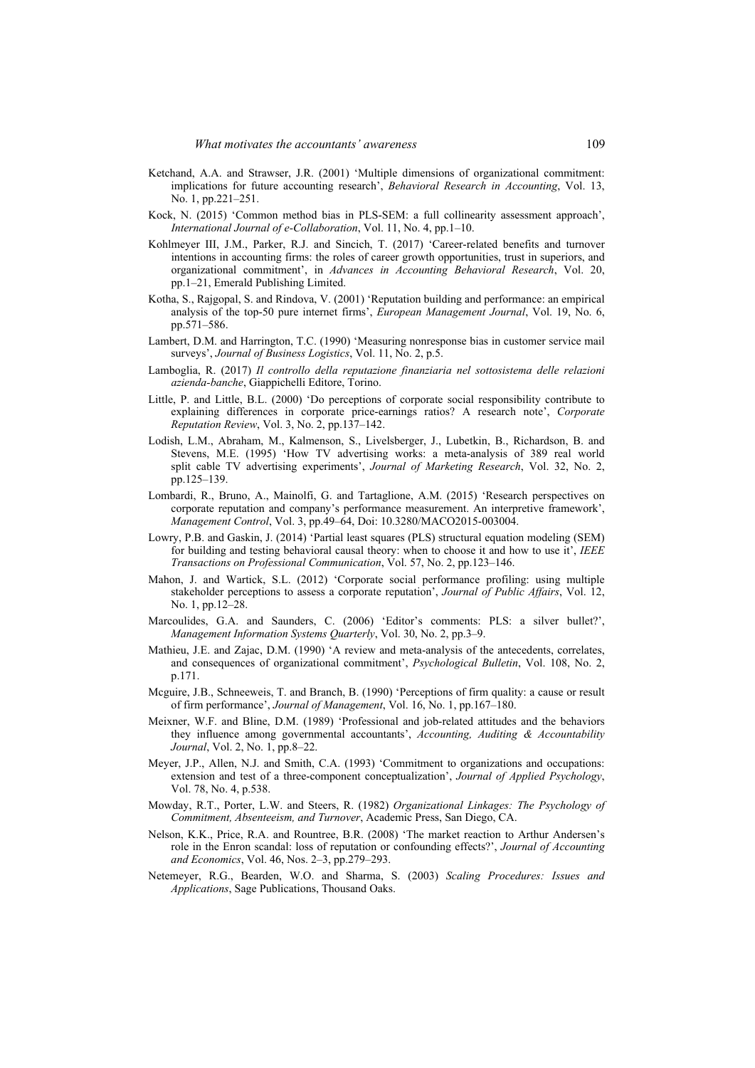Ketchand, A.A. and Strawser, J.R. (2001) 'Multiple dimensions of organizational commitment: implications for future accounting research', *Behavioral Research in Accounting*, Vol. 13, No. 1, pp.221–251.

Kock, N. (2015) 'Common method bias in PLS-SEM: a full collinearity assessment approach', *International Journal of e-Collaboration*, Vol. 11, No. 4, pp.1–10.

Kohlmeyer III, J.M., Parker, R.J. and Sincich, T. (2017) 'Career-related benefits and turnover intentions in accounting firms: the roles of career growth opportunities, trust in superiors, and organizational commitment', in *Advances in Accounting Behavioral Research*, Vol. 20, pp.1–21, Emerald Publishing Limited.

Kotha, S., Rajgopal, S. and Rindova, V. (2001) 'Reputation building and performance: an empirical analysis of the top-50 pure internet firms', *European Management Journal*, Vol. 19, No. 6, pp.571–586.

Lambert, D.M. and Harrington, T.C. (1990) 'Measuring nonresponse bias in customer service mail surveys', *Journal of Business Logistics*, Vol. 11, No. 2, p.5.

Lamboglia, R. (2017) *Il controllo della reputazione finanziaria nel sottosistema delle relazioni azienda-banche*, Giappichelli Editore, Torino.

Little, P. and Little, B.L. (2000) 'Do perceptions of corporate social responsibility contribute to explaining differences in corporate price-earnings ratios? A research note', *Corporate Reputation Review*, Vol. 3, No. 2, pp.137–142.

Lodish, L.M., Abraham, M., Kalmenson, S., Livelsberger, J., Lubetkin, B., Richardson, B. and Stevens, M.E. (1995) 'How TV advertising works: a meta-analysis of 389 real world split cable TV advertising experiments', *Journal of Marketing Research*, Vol. 32, No. 2, pp.125–139.

Lombardi, R., Bruno, A., Mainolfi, G. and Tartaglione, A.M. (2015) 'Research perspectives on corporate reputation and company's performance measurement. An interpretive framework', *Management Control*, Vol. 3, pp.49–64, Doi: 10.3280/MACO2015-003004.

Lowry, P.B. and Gaskin, J. (2014) 'Partial least squares (PLS) structural equation modeling (SEM) for building and testing behavioral causal theory: when to choose it and how to use it', *IEEE Transactions on Professional Communication*, Vol. 57, No. 2, pp.123–146.

Mahon, J. and Wartick, S.L. (2012) 'Corporate social performance profiling: using multiple stakeholder perceptions to assess a corporate reputation', *Journal of Public Affairs*, Vol. 12, No. 1, pp.12–28.

Marcoulides, G.A. and Saunders, C. (2006) 'Editor's comments: PLS: a silver bullet?', *Management Information Systems Quarterly*, Vol. 30, No. 2, pp.3–9.

Mathieu, J.E. and Zajac, D.M. (1990) 'A review and meta-analysis of the antecedents, correlates, and consequences of organizational commitment', *Psychological Bulletin*, Vol. 108, No. 2, p.171.

Mcguire, J.B., Schneeweis, T. and Branch, B. (1990) 'Perceptions of firm quality: a cause or result of firm performance', *Journal of Management*, Vol. 16, No. 1, pp.167–180.

Meixner, W.F. and Bline, D.M. (1989) 'Professional and job-related attitudes and the behaviors they influence among governmental accountants', *Accounting, Auditing & Accountability Journal*, Vol. 2, No. 1, pp.8–22.

Meyer, J.P., Allen, N.J. and Smith, C.A. (1993) 'Commitment to organizations and occupations: extension and test of a three-component conceptualization', *Journal of Applied Psychology*, Vol. 78, No. 4, p.538.

Mowday, R.T., Porter, L.W. and Steers, R. (1982) *Organizational Linkages: The Psychology of Commitment, Absenteeism, and Turnover*, Academic Press, San Diego, CA.

Nelson, K.K., Price, R.A. and Rountree, B.R. (2008) 'The market reaction to Arthur Andersen's role in the Enron scandal: loss of reputation or confounding effects?', *Journal of Accounting and Economics*, Vol. 46, Nos. 2–3, pp.279–293.

Netemeyer, R.G., Bearden, W.O. and Sharma, S. (2003) *Scaling Procedures: Issues and Applications*, Sage Publications, Thousand Oaks.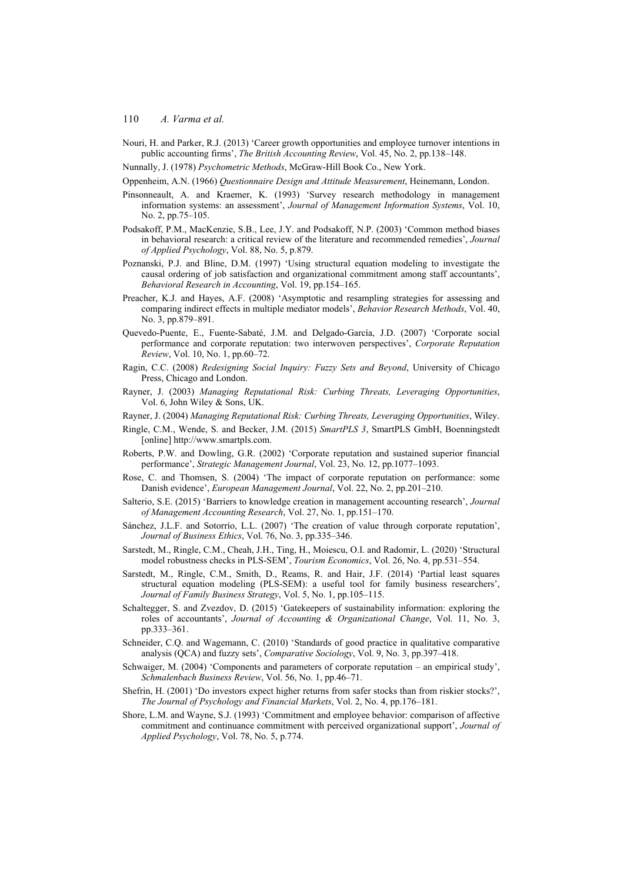Nouri, H. and Parker, R.J. (2013) 'Career growth opportunities and employee turnover intentions in public accounting firms', *The British Accounting Review*, Vol. 45, No. 2, pp.138–148.

Nunnally, J. (1978) *Psychometric Methods*, McGraw-Hill Book Co., New York.

Oppenheim, A.N. (1966) *Questionnaire Design and Attitude Measurement*, Heinemann, London.

Pinsonneault, A. and Kraemer, K. (1993) 'Survey research methodology in management information systems: an assessment', *Journal of Management Information Systems*, Vol. 10, No. 2, pp.75–105.

Podsakoff, P.M., MacKenzie, S.B., Lee, J.Y. and Podsakoff, N.P. (2003) 'Common method biases in behavioral research: a critical review of the literature and recommended remedies', *Journal of Applied Psychology*, Vol. 88, No. 5, p.879.

Poznanski, P.J. and Bline, D.M. (1997) 'Using structural equation modeling to investigate the causal ordering of job satisfaction and organizational commitment among staff accountants', *Behavioral Research in Accounting*, Vol. 19, pp.154–165.

Preacher, K.J. and Hayes, A.F. (2008) 'Asymptotic and resampling strategies for assessing and comparing indirect effects in multiple mediator models', *Behavior Research Methods*, Vol. 40, No. 3, pp.879–891.

Quevedo-Puente, E., Fuente-Sabaté, J.M. and Delgado-García, J.D. (2007) 'Corporate social performance and corporate reputation: two interwoven perspectives', *Corporate Reputation Review*, Vol. 10, No. 1, pp.60–72.

Ragin, C.C. (2008) *Redesigning Social Inquiry: Fuzzy Sets and Beyond*, University of Chicago Press, Chicago and London.

Rayner, J. (2003) *Managing Reputational Risk: Curbing Threats, Leveraging Opportunities*, Vol. 6, John Wiley & Sons, UK.

Rayner, J. (2004) *Managing Reputational Risk: Curbing Threats, Leveraging Opportunities*, Wiley.

Ringle, C.M., Wende, S. and Becker, J.M. (2015) *SmartPLS 3*, SmartPLS GmbH, Boenningstedt [online] http://www.smartpls.com.

Roberts, P.W. and Dowling, G.R. (2002) 'Corporate reputation and sustained superior financial performance', *Strategic Management Journal*, Vol. 23, No. 12, pp.1077–1093.

Rose, C. and Thomsen, S. (2004) 'The impact of corporate reputation on performance: some Danish evidence', *European Management Journal*, Vol. 22, No. 2, pp.201–210.

Salterio, S.E. (2015) 'Barriers to knowledge creation in management accounting research', *Journal of Management Accounting Research*, Vol. 27, No. 1, pp.151–170.

Sánchez, J.L.F. and Sotorrío, L.L. (2007) 'The creation of value through corporate reputation', *Journal of Business Ethics*, Vol. 76, No. 3, pp.335–346.

Sarstedt, M., Ringle, C.M., Cheah, J.H., Ting, H., Moiescu, O.I. and Radomir, L. (2020) 'Structural model robustness checks in PLS-SEM', *Tourism Economics*, Vol. 26, No. 4, pp.531–554.

Sarstedt, M., Ringle, C.M., Smith, D., Reams, R. and Hair, J.F. (2014) 'Partial least squares structural equation modeling (PLS-SEM): a useful tool for family business researchers', *Journal of Family Business Strategy*, Vol. 5, No. 1, pp.105–115.

Schaltegger, S. and Zvezdov, D. (2015) 'Gatekeepers of sustainability information: exploring the roles of accountants', *Journal of Accounting & Organizational Change*, Vol. 11, No. 3, pp.333–361.

Schneider, C.Q. and Wagemann, C. (2010) 'Standards of good practice in qualitative comparative analysis (QCA) and fuzzy sets', *Comparative Sociology*, Vol. 9, No. 3, pp.397–418.

Schwaiger, M. (2004) 'Components and parameters of corporate reputation – an empirical study', *Schmalenbach Business Review*, Vol. 56, No. 1, pp.46–71.

Shefrin, H. (2001) 'Do investors expect higher returns from safer stocks than from riskier stocks?', *The Journal of Psychology and Financial Markets*, Vol. 2, No. 4, pp.176–181.

Shore, L.M. and Wayne, S.J. (1993) 'Commitment and employee behavior: comparison of affective commitment and continuance commitment with perceived organizational support', *Journal of Applied Psychology*, Vol. 78, No. 5, p.774.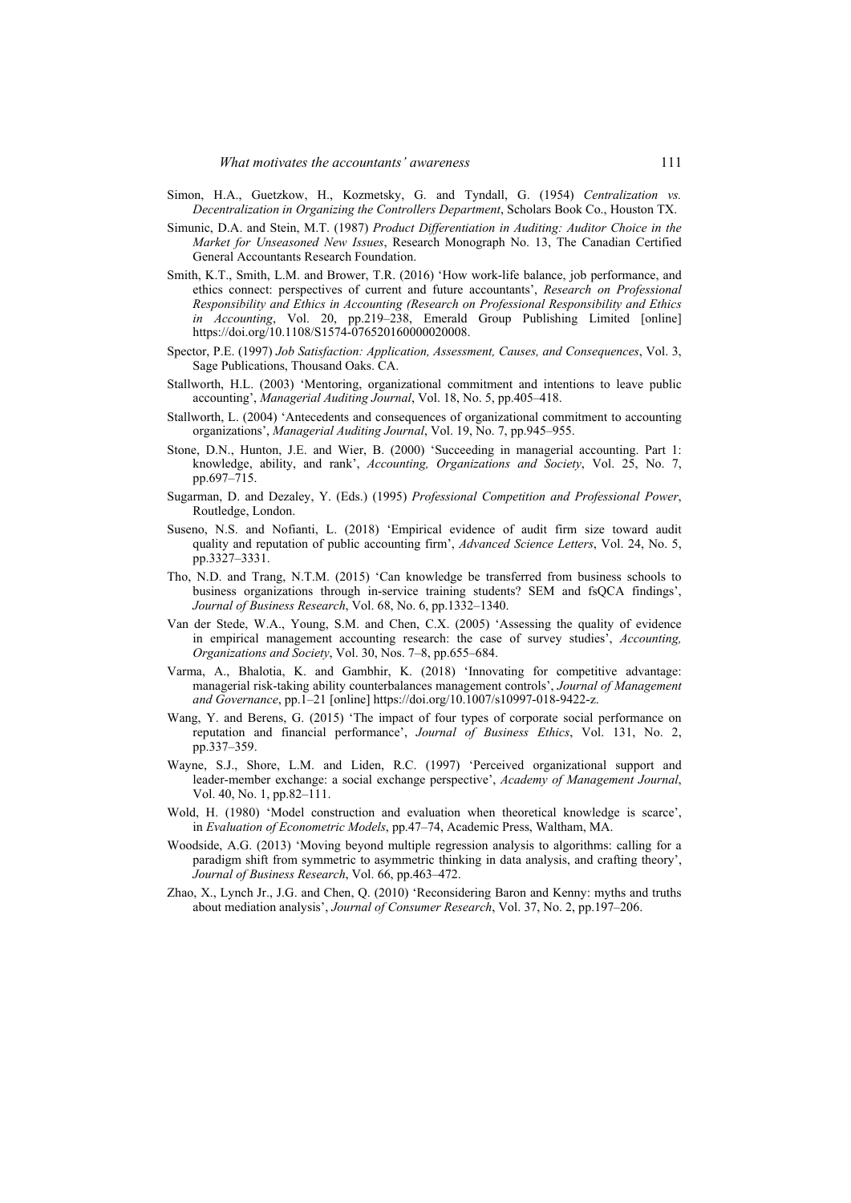Simon, H.A., Guetzkow, H., Kozmetsky, G. and Tyndall, G. (1954) *Centralization vs. Decentralization in Organizing the Controllers Department*, Scholars Book Co., Houston TX.

Simunic, D.A. and Stein, M.T. (1987) *Product Differentiation in Auditing: Auditor Choice in the Market for Unseasoned New Issues*, Research Monograph No. 13, The Canadian Certified General Accountants Research Foundation.

Smith, K.T., Smith, L.M. and Brower, T.R. (2016) 'How work-life balance, job performance, and ethics connect: perspectives of current and future accountants', *Research on Professional Responsibility and Ethics in Accounting (Research on Professional Responsibility and Ethics in Accounting*, Vol. 20, pp.219–238, Emerald Group Publishing Limited [online] https://doi.org/10.1108/S1574-076520160000020008.

Spector, P.E. (1997) *Job Satisfaction: Application, Assessment, Causes, and Consequences*, Vol. 3, Sage Publications, Thousand Oaks. CA.

Stallworth, H.L. (2003) 'Mentoring, organizational commitment and intentions to leave public accounting', *Managerial Auditing Journal*, Vol. 18, No. 5, pp.405–418.

Stallworth, L. (2004) 'Antecedents and consequences of organizational commitment to accounting organizations', *Managerial Auditing Journal*, Vol. 19, No. 7, pp.945–955.

Stone, D.N., Hunton, J.E. and Wier, B. (2000) 'Succeeding in managerial accounting. Part 1: knowledge, ability, and rank', *Accounting, Organizations and Society*, Vol. 25, No. 7, pp.697–715.

Sugarman, D. and Dezaley, Y. (Eds.) (1995) *Professional Competition and Professional Power*, Routledge, London.

Suseno, N.S. and Nofianti, L. (2018) 'Empirical evidence of audit firm size toward audit quality and reputation of public accounting firm', *Advanced Science Letters*, Vol. 24, No. 5, pp.3327–3331.

Tho, N.D. and Trang, N.T.M. (2015) 'Can knowledge be transferred from business schools to business organizations through in-service training students? SEM and fsQCA findings', *Journal of Business Research*, Vol. 68, No. 6, pp.1332–1340.

Van der Stede, W.A., Young, S.M. and Chen, C.X. (2005) 'Assessing the quality of evidence in empirical management accounting research: the case of survey studies', *Accounting, Organizations and Society*, Vol. 30, Nos. 7–8, pp.655–684.

Varma, A., Bhalotia, K. and Gambhir, K. (2018) 'Innovating for competitive advantage: managerial risk-taking ability counterbalances management controls', *Journal of Management and Governance*, pp.1–21 [online] https://doi.org/10.1007/s10997-018-9422-z.

Wang, Y. and Berens, G. (2015) 'The impact of four types of corporate social performance on reputation and financial performance', *Journal of Business Ethics*, Vol. 131, No. 2, pp.337–359.

Wayne, S.J., Shore, L.M. and Liden, R.C. (1997) 'Perceived organizational support and leader-member exchange: a social exchange perspective', *Academy of Management Journal*, Vol. 40, No. 1, pp.82–111.

Wold, H. (1980) 'Model construction and evaluation when theoretical knowledge is scarce', in *Evaluation of Econometric Models*, pp.47–74, Academic Press, Waltham, MA.

Woodside, A.G. (2013) 'Moving beyond multiple regression analysis to algorithms: calling for a paradigm shift from symmetric to asymmetric thinking in data analysis, and crafting theory', *Journal of Business Research*, Vol. 66, pp.463–472.

Zhao, X., Lynch Jr., J.G. and Chen, Q. (2010) 'Reconsidering Baron and Kenny: myths and truths about mediation analysis', *Journal of Consumer Research*, Vol. 37, No. 2, pp.197–206.